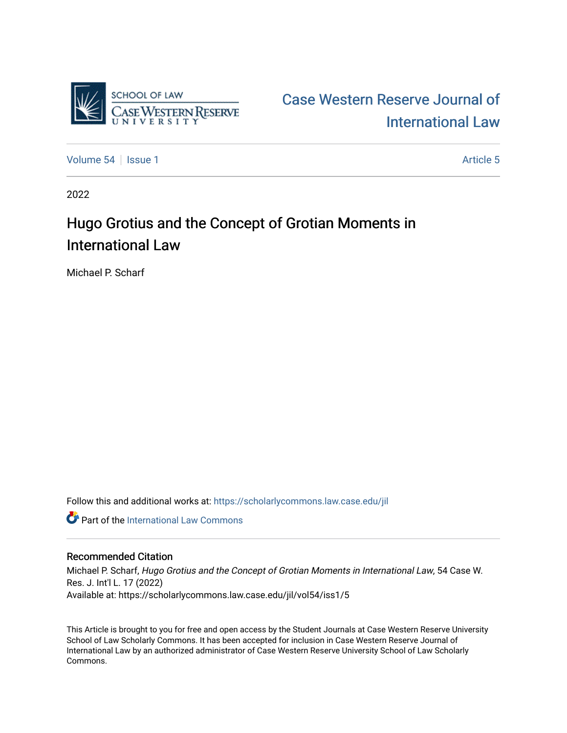SCHOOL OF LAW
CASE WESTERN RESERVE
UNIVERSITY

Case Western Reserve Journal of International Law

Volume 54 | Issue 1 — Article 5

2022

# Hugo Grotius and the Concept of Grotian Moments in International Law

Michael P. Scharf

Follow this and additional works at: https://scholarlycommons.law.case.edu/jil

Part of the International Law Commons

## Recommended Citation

Michael P. Scharf, *Hugo Grotius and the Concept of Grotian Moments in International Law*, 54 Case W. Res. J. Int'l L. 17 (2022)
Available at: https://scholarlycommons.law.case.edu/jil/vol54/iss1/5

This Article is brought to you for free and open access by the Student Journals at Case Western Reserve University School of Law Scholarly Commons. It has been accepted for inclusion in Case Western Reserve Journal of International Law by an authorized administrator of Case Western Reserve University School of Law Scholarly Commons.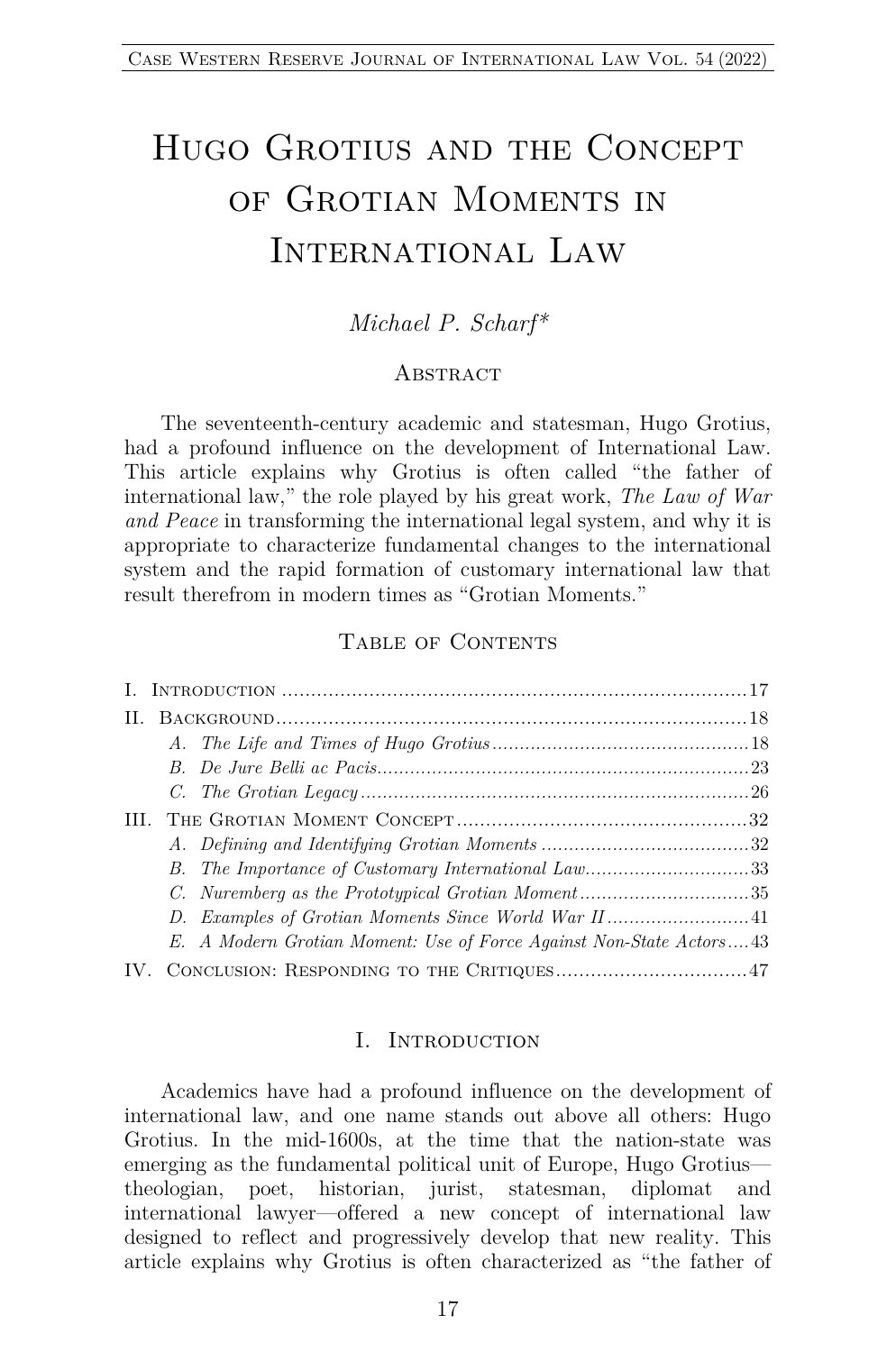# Hugo Grotius and the Concept of Grotian Moments in International Law

*Michael P. Scharf\**

## Abstract

The seventeenth-century academic and statesman, Hugo Grotius, had a profound influence on the development of International Law. This article explains why Grotius is often called "the father of international law," the role played by his great work, *The Law of War and Peace* in transforming the international legal system, and why it is appropriate to characterize fundamental changes to the international system and the rapid formation of customary international law that result therefrom in modern times as "Grotian Moments."

## Table of Contents

I. Introduction .......... 17
II. Background .......... 18
  *A. The Life and Times of Hugo Grotius* .......... 18
  *B. De Jure Belli ac Pacis* .......... 23
  *C. The Grotian Legacy* .......... 26
III. The Grotian Moment Concept .......... 32
  *A. Defining and Identifying Grotian Moments* .......... 32
  *B. The Importance of Customary International Law* .......... 33
  *C. Nuremberg as the Prototypical Grotian Moment* .......... 35
  *D. Examples of Grotian Moments Since World War II* .......... 41
  *E. A Modern Grotian Moment: Use of Force Against Non-State Actors* .......... 43
IV. Conclusion: Responding to the Critiques .......... 47

## I. Introduction

Academics have had a profound influence on the development of international law, and one name stands out above all others: Hugo Grotius. In the mid-1600s, at the time that the nation-state was emerging as the fundamental political unit of Europe, Hugo Grotius—theologian, poet, historian, jurist, statesman, diplomat and international lawyer—offered a new concept of international law designed to reflect and progressively develop that new reality. This article explains why Grotius is often characterized as "the father of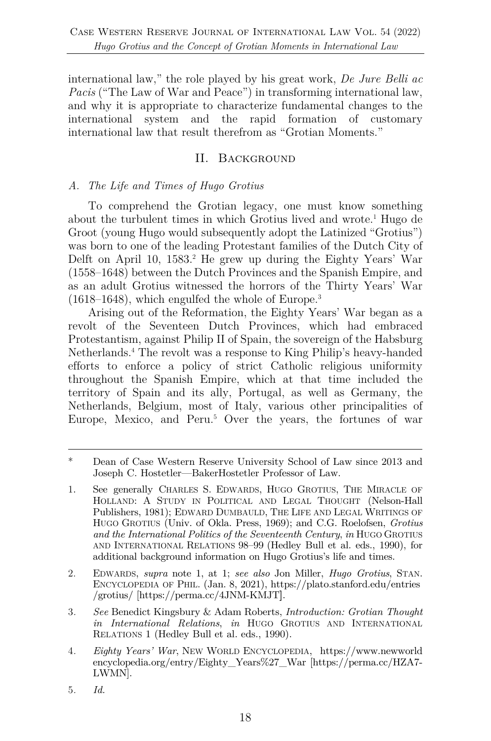international law," the role played by his great work, *De Jure Belli ac Pacis* ("The Law of War and Peace") in transforming international law, and why it is appropriate to characterize fundamental changes to the international system and the rapid formation of customary international law that result therefrom as "Grotian Moments."

## II. Background

### *A. The Life and Times of Hugo Grotius*

To comprehend the Grotian legacy, one must know something about the turbulent times in which Grotius lived and wrote.[1] Hugo de Groot (young Hugo would subsequently adopt the Latinized "Grotius") was born to one of the leading Protestant families of the Dutch City of Delft on April 10, 1583.[2] He grew up during the Eighty Years' War (1558–1648) between the Dutch Provinces and the Spanish Empire, and as an adult Grotius witnessed the horrors of the Thirty Years' War (1618–1648), which engulfed the whole of Europe.[3]

Arising out of the Reformation, the Eighty Years' War began as a revolt of the Seventeen Dutch Provinces, which had embraced Protestantism, against Philip II of Spain, the sovereign of the Habsburg Netherlands.[4] The revolt was a response to King Philip's heavy-handed efforts to enforce a policy of strict Catholic religious uniformity throughout the Spanish Empire, which at that time included the territory of Spain and its ally, Portugal, as well as Germany, the Netherlands, Belgium, most of Italy, various other principalities of Europe, Mexico, and Peru.[5] Over the years, the fortunes of war

---

\* Dean of Case Western Reserve University School of Law since 2013 and Joseph C. Hostetler—BakerHostetler Professor of Law.

1. See generally Charles S. Edwards, Hugo Grotius, The Miracle of Holland: A Study in Political and Legal Thought (Nelson-Hall Publishers, 1981); Edward Dumbauld, The Life and Legal Writings of Hugo Grotius (Univ. of Okla. Press, 1969); and C.G. Roelofsen, *Grotius and the International Politics of the Seventeenth Century*, *in* Hugo Grotius and International Relations 98–99 (Hedley Bull et al. eds., 1990), for additional background information on Hugo Grotius's life and times.

2. Edwards, *supra* note 1, at 1; *see also* Jon Miller, *Hugo Grotius*, Stan. Encyclopedia of Phil. (Jan. 8, 2021), https://plato.stanford.edu/entries/grotius/ [https://perma.cc/4JNM-KMJT].

3. *See* Benedict Kingsbury & Adam Roberts, *Introduction: Grotian Thought in International Relations*, *in* Hugo Grotius and International Relations 1 (Hedley Bull et al. eds., 1990).

4. *Eighty Years' War*, New World Encyclopedia, https://www.newworldencyclopedia.org/entry/Eighty_Years%27_War [https://perma.cc/HZA7-LWMN].

5. *Id.*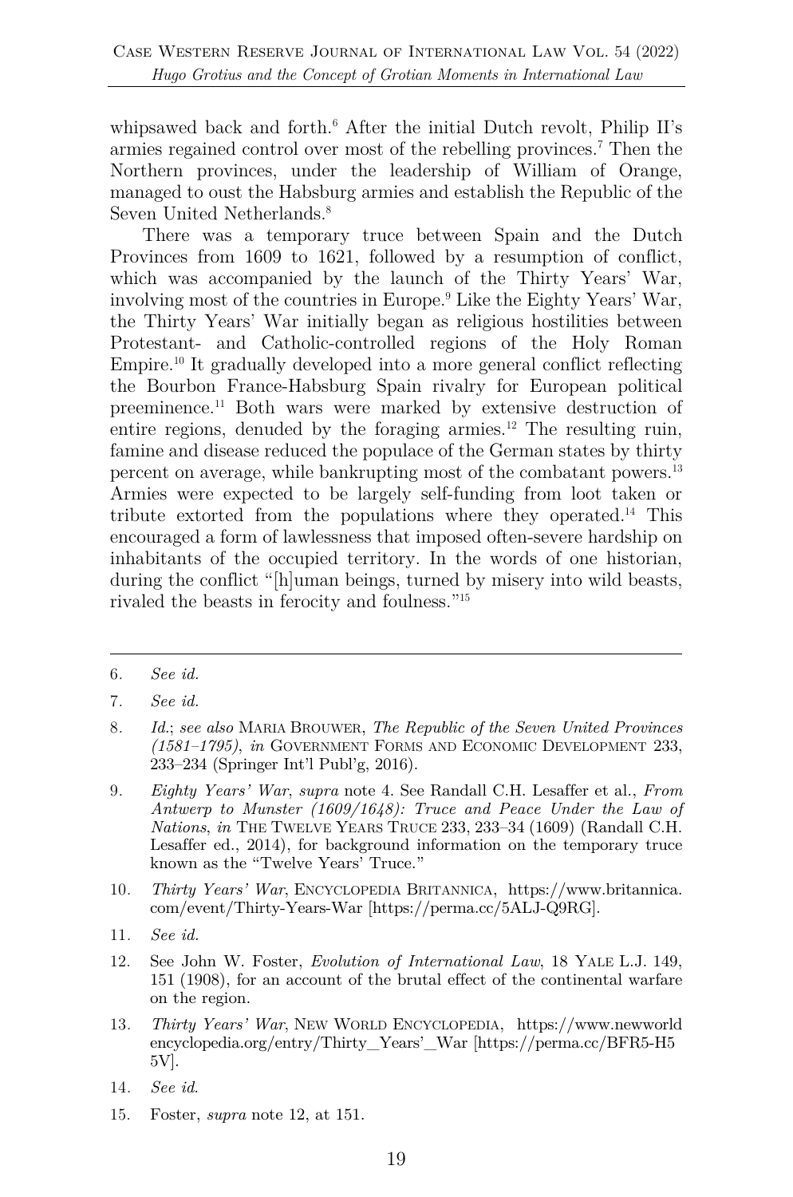whipsawed back and forth.[6] After the initial Dutch revolt, Philip II's armies regained control over most of the rebelling provinces.[7] Then the Northern provinces, under the leadership of William of Orange, managed to oust the Habsburg armies and establish the Republic of the Seven United Netherlands.[8]

There was a temporary truce between Spain and the Dutch Provinces from 1609 to 1621, followed by a resumption of conflict, which was accompanied by the launch of the Thirty Years' War, involving most of the countries in Europe.[9] Like the Eighty Years' War, the Thirty Years' War initially began as religious hostilities between Protestant- and Catholic-controlled regions of the Holy Roman Empire.[10] It gradually developed into a more general conflict reflecting the Bourbon France-Habsburg Spain rivalry for European political preeminence.[11] Both wars were marked by extensive destruction of entire regions, denuded by the foraging armies.[12] The resulting ruin, famine and disease reduced the populace of the German states by thirty percent on average, while bankrupting most of the combatant powers.[13] Armies were expected to be largely self-funding from loot taken or tribute extorted from the populations where they operated.[14] This encouraged a form of lawlessness that imposed often-severe hardship on inhabitants of the occupied territory. In the words of one historian, during the conflict "[h]uman beings, turned by misery into wild beasts, rivaled the beasts in ferocity and foulness."[15]

---

6. *See id.*
7. *See id.*
8. *Id.*; *see also* MARIA BROUWER, *The Republic of the Seven United Provinces (1581–1795)*, *in* GOVERNMENT FORMS AND ECONOMIC DEVELOPMENT 233, 233–234 (Springer Int'l Publ'g, 2016).
9. *Eighty Years' War*, *supra* note 4. See Randall C.H. Lesaffer et al., *From Antwerp to Munster (1609/1648): Truce and Peace Under the Law of Nations*, *in* THE TWELVE YEARS TRUCE 233, 233–34 (1609) (Randall C.H. Lesaffer ed., 2014), for background information on the temporary truce known as the "Twelve Years' Truce."
10. *Thirty Years' War*, ENCYCLOPEDIA BRITANNICA, https://www.britannica.com/event/Thirty-Years-War [https://perma.cc/5ALJ-Q9RG].
11. *See id.*
12. See John W. Foster, *Evolution of International Law*, 18 YALE L.J. 149, 151 (1908), for an account of the brutal effect of the continental warfare on the region.
13. *Thirty Years' War*, NEW WORLD ENCYCLOPEDIA, https://www.newworldencyclopedia.org/entry/Thirty_Years'_War [https://perma.cc/BFR5-H55V].
14. *See id.*
15. Foster, *supra* note 12, at 151.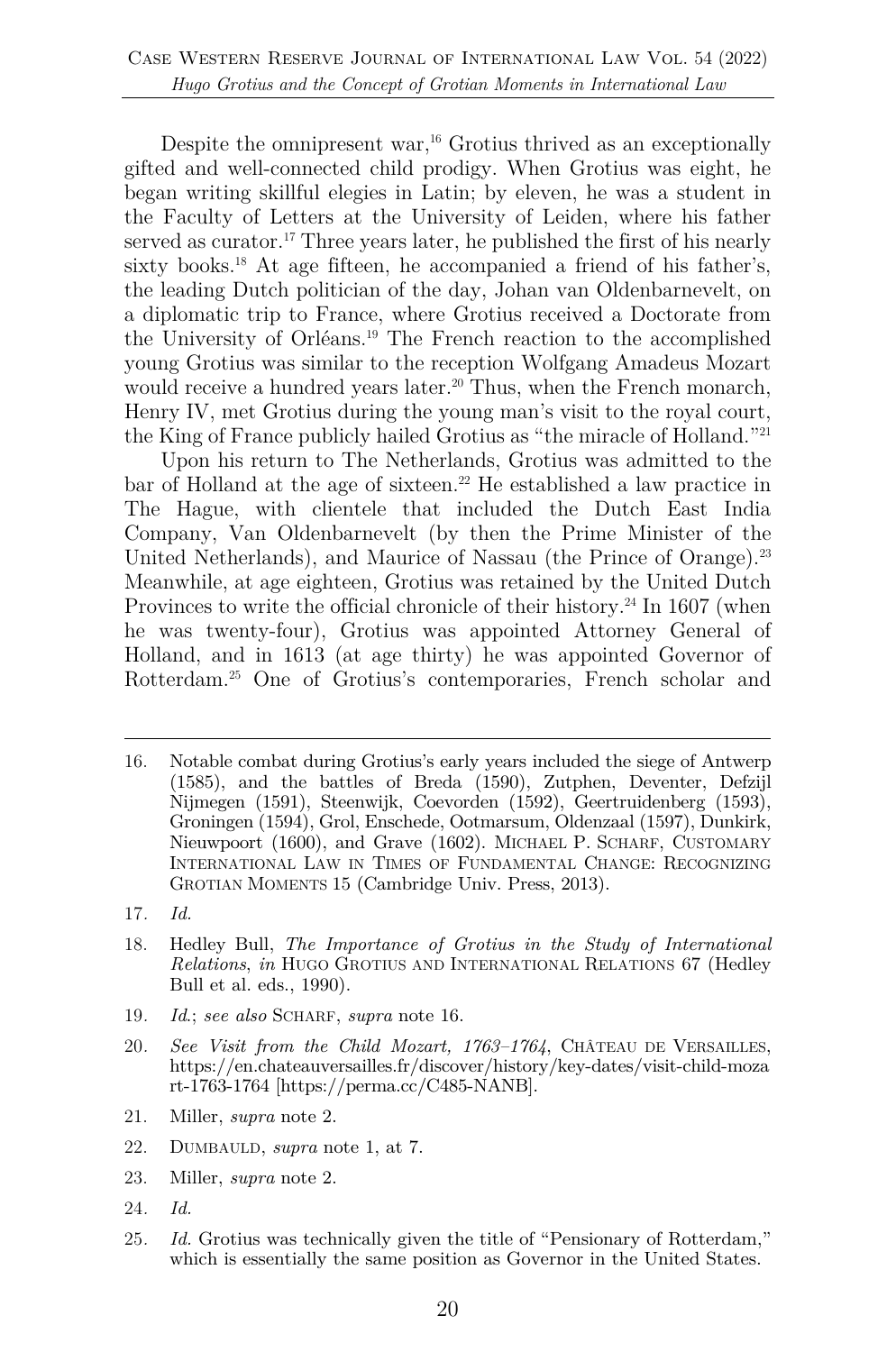Despite the omnipresent war,[16] Grotius thrived as an exceptionally gifted and well-connected child prodigy. When Grotius was eight, he began writing skillful elegies in Latin; by eleven, he was a student in the Faculty of Letters at the University of Leiden, where his father served as curator.[17] Three years later, he published the first of his nearly sixty books.[18] At age fifteen, he accompanied a friend of his father's, the leading Dutch politician of the day, Johan van Oldenbarnevelt, on a diplomatic trip to France, where Grotius received a Doctorate from the University of Orléans.[19] The French reaction to the accomplished young Grotius was similar to the reception Wolfgang Amadeus Mozart would receive a hundred years later.[20] Thus, when the French monarch, Henry IV, met Grotius during the young man's visit to the royal court, the King of France publicly hailed Grotius as "the miracle of Holland."[21]

Upon his return to The Netherlands, Grotius was admitted to the bar of Holland at the age of sixteen.[22] He established a law practice in The Hague, with clientele that included the Dutch East India Company, Van Oldenbarnevelt (by then the Prime Minister of the United Netherlands), and Maurice of Nassau (the Prince of Orange).[23] Meanwhile, at age eighteen, Grotius was retained by the United Dutch Provinces to write the official chronicle of their history.[24] In 1607 (when he was twenty-four), Grotius was appointed Attorney General of Holland, and in 1613 (at age thirty) he was appointed Governor of Rotterdam.[25] One of Grotius's contemporaries, French scholar and

---

16. Notable combat during Grotius's early years included the siege of Antwerp (1585), and the battles of Breda (1590), Zutphen, Deventer, Defzijl Nijmegen (1591), Steenwijk, Coevorden (1592), Geertruidenberg (1593), Groningen (1594), Grol, Enschede, Ootmarsum, Oldenzaal (1597), Dunkirk, Nieuwpoort (1600), and Grave (1602). MICHAEL P. SCHARF, CUSTOMARY INTERNATIONAL LAW IN TIMES OF FUNDAMENTAL CHANGE: RECOGNIZING GROTIAN MOMENTS 15 (Cambridge Univ. Press, 2013).
17. *Id.*
18. Hedley Bull, *The Importance of Grotius in the Study of International Relations*, *in* HUGO GROTIUS AND INTERNATIONAL RELATIONS 67 (Hedley Bull et al. eds., 1990).
19. *Id.*; *see also* SCHARF, *supra* note 16.
20. *See Visit from the Child Mozart, 1763–1764*, CHÂTEAU DE VERSAILLES, https://en.chateauversailles.fr/discover/history/key-dates/visit-child-mozart-1763-1764 [https://perma.cc/C485-NANB].
21. Miller, *supra* note 2.
22. DUMBAULD, *supra* note 1, at 7.
23. Miller, *supra* note 2.
24. *Id.*
25. *Id.* Grotius was technically given the title of "Pensionary of Rotterdam," which is essentially the same position as Governor in the United States.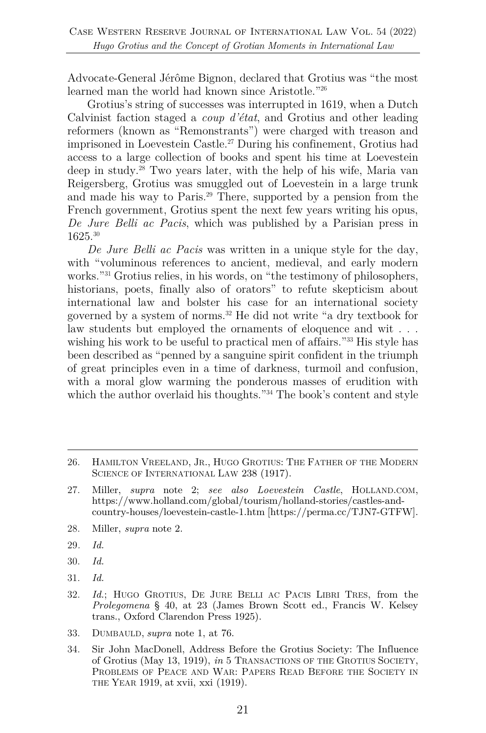Advocate-General Jérôme Bignon, declared that Grotius was "the most learned man the world had known since Aristotle."[26]

Grotius's string of successes was interrupted in 1619, when a Dutch Calvinist faction staged a *coup d'état*, and Grotius and other leading reformers (known as "Remonstrants") were charged with treason and imprisoned in Loevestein Castle.[27] During his confinement, Grotius had access to a large collection of books and spent his time at Loevestein deep in study.[28] Two years later, with the help of his wife, Maria van Reigersberg, Grotius was smuggled out of Loevestein in a large trunk and made his way to Paris.[29] There, supported by a pension from the French government, Grotius spent the next few years writing his opus, *De Jure Belli ac Pacis*, which was published by a Parisian press in 1625.[30]

*De Jure Belli ac Pacis* was written in a unique style for the day, with "voluminous references to ancient, medieval, and early modern works."[31] Grotius relies, in his words, on "the testimony of philosophers, historians, poets, finally also of orators" to refute skepticism about international law and bolster his case for an international society governed by a system of norms.[32] He did not write "a dry textbook for law students but employed the ornaments of eloquence and wit . . . wishing his work to be useful to practical men of affairs."[33] His style has been described as "penned by a sanguine spirit confident in the triumph of great principles even in a time of darkness, turmoil and confusion, with a moral glow warming the ponderous masses of erudition with which the author overlaid his thoughts."[34] The book's content and style

---

26. Hamilton Vreeland, Jr., Hugo Grotius: The Father of the Modern Science of International Law 238 (1917).

27. Miller, *supra* note 2; *see also Loevestein Castle*, Holland.com, https://www.holland.com/global/tourism/holland-stories/castles-and-country-houses/loevestein-castle-1.htm [https://perma.cc/TJN7-GTFW].

28. Miller, *supra* note 2.

29. *Id.*

30. *Id.*

31. *Id.*

32. *Id.*; Hugo Grotius, De Jure Belli ac Pacis Libri Tres, from the *Prolegomena* § 40, at 23 (James Brown Scott ed., Francis W. Kelsey trans., Oxford Clarendon Press 1925).

33. Dumbauld, *supra* note 1, at 76.

34. Sir John MacDonell, Address Before the Grotius Society: The Influence of Grotius (May 13, 1919), *in* 5 Transactions of the Grotius Society, Problems of Peace and War: Papers Read Before the Society in the Year 1919, at xvii, xxi (1919).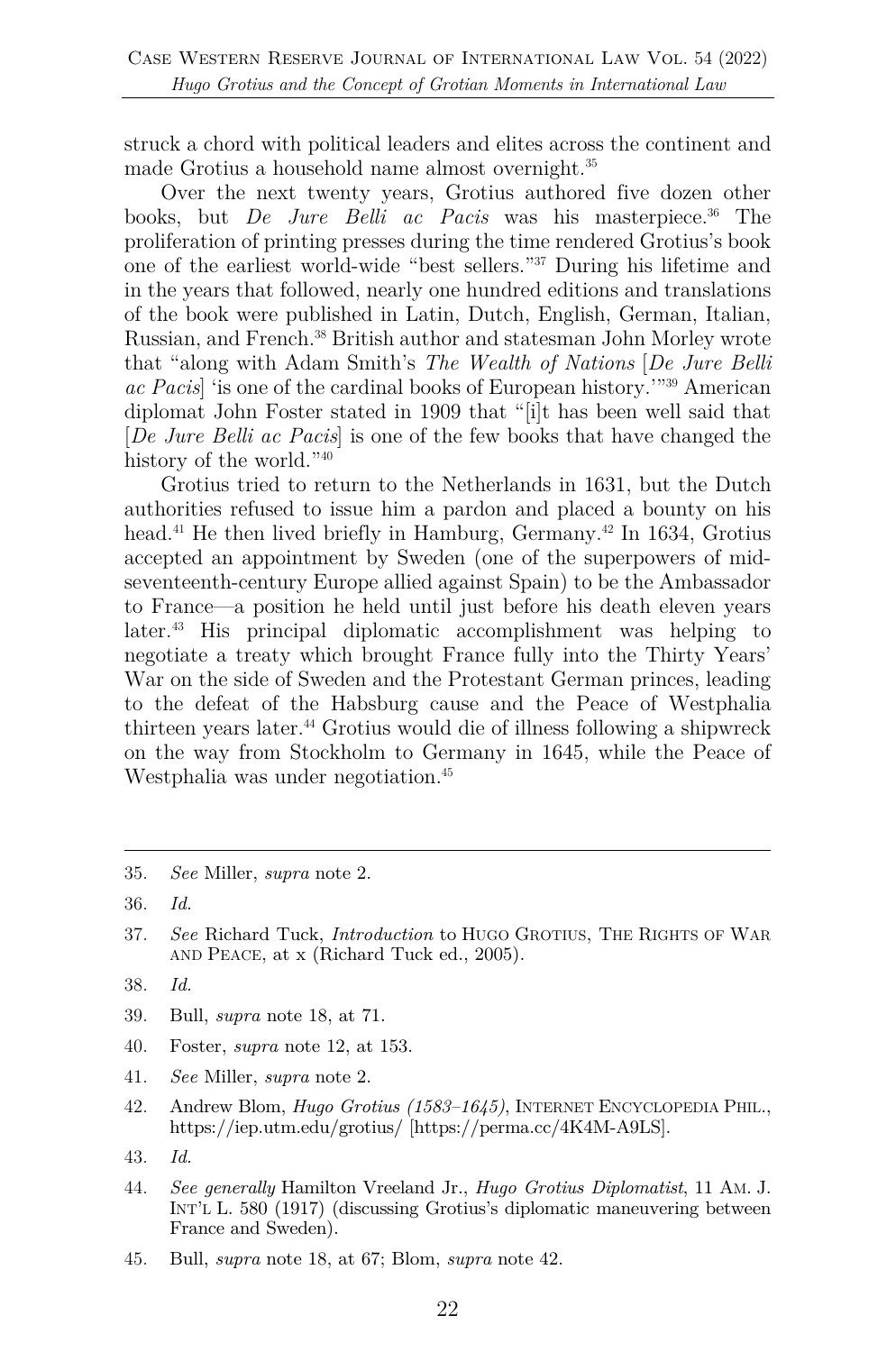struck a chord with political leaders and elites across the continent and made Grotius a household name almost overnight.[35]

Over the next twenty years, Grotius authored five dozen other books, but *De Jure Belli ac Pacis* was his masterpiece.[36] The proliferation of printing presses during the time rendered Grotius's book one of the earliest world-wide "best sellers."[37] During his lifetime and in the years that followed, nearly one hundred editions and translations of the book were published in Latin, Dutch, English, German, Italian, Russian, and French.[38] British author and statesman John Morley wrote that "along with Adam Smith's *The Wealth of Nations* [*De Jure Belli ac Pacis*] 'is one of the cardinal books of European history.'"[39] American diplomat John Foster stated in 1909 that "[i]t has been well said that [*De Jure Belli ac Pacis*] is one of the few books that have changed the history of the world."[40]

Grotius tried to return to the Netherlands in 1631, but the Dutch authorities refused to issue him a pardon and placed a bounty on his head.[41] He then lived briefly in Hamburg, Germany.[42] In 1634, Grotius accepted an appointment by Sweden (one of the superpowers of mid-seventeenth-century Europe allied against Spain) to be the Ambassador to France—a position he held until just before his death eleven years later.[43] His principal diplomatic accomplishment was helping to negotiate a treaty which brought France fully into the Thirty Years' War on the side of Sweden and the Protestant German princes, leading to the defeat of the Habsburg cause and the Peace of Westphalia thirteen years later.[44] Grotius would die of illness following a shipwreck on the way from Stockholm to Germany in 1645, while the Peace of Westphalia was under negotiation.[45]

---

35. *See* Miller, *supra* note 2.
36. *Id.*
37. *See* Richard Tuck, *Introduction* to HUGO GROTIUS, THE RIGHTS OF WAR AND PEACE, at x (Richard Tuck ed., 2005).
38. *Id.*
39. Bull, *supra* note 18, at 71.
40. Foster, *supra* note 12, at 153.
41. *See* Miller, *supra* note 2.
42. Andrew Blom, *Hugo Grotius (1583–1645)*, INTERNET ENCYCLOPEDIA PHIL., https://iep.utm.edu/grotius/ [https://perma.cc/4K4M-A9LS].
43. *Id.*
44. *See generally* Hamilton Vreeland Jr., *Hugo Grotius Diplomatist*, 11 AM. J. INT'L L. 580 (1917) (discussing Grotius's diplomatic maneuvering between France and Sweden).
45. Bull, *supra* note 18, at 67; Blom, *supra* note 42.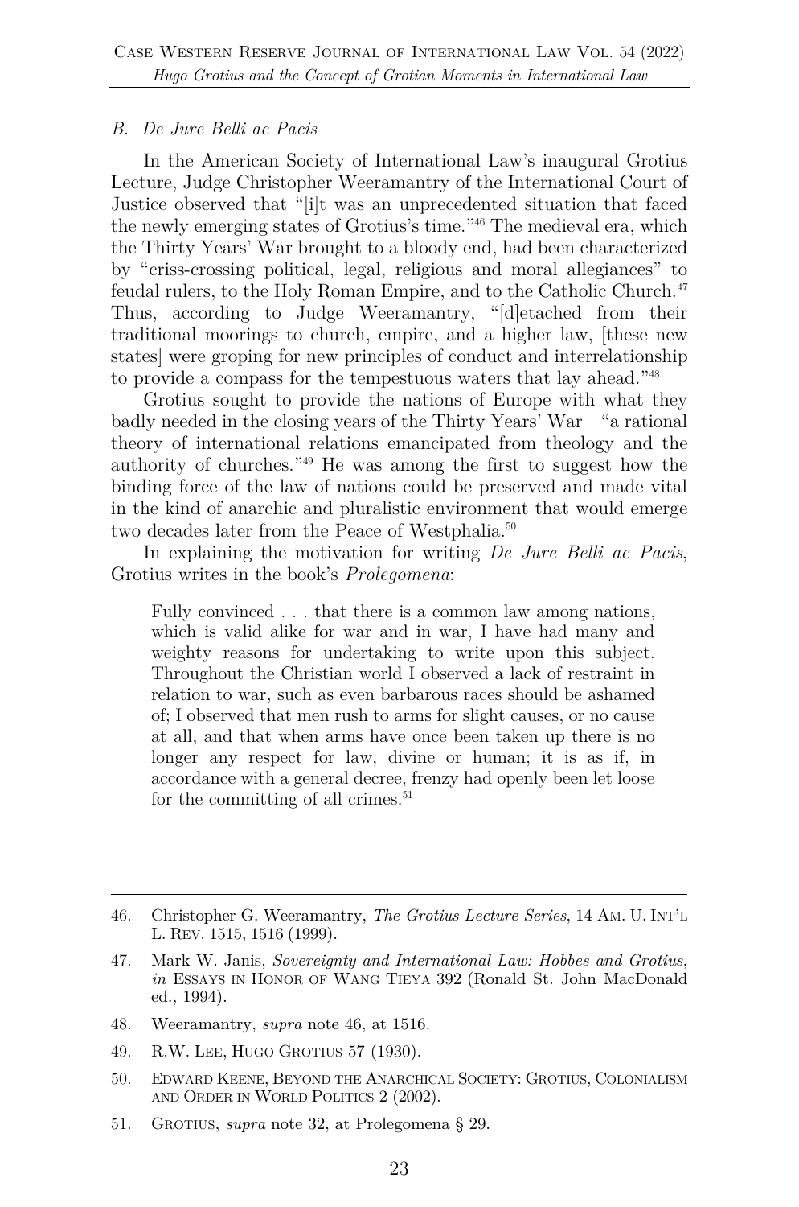### *B. De Jure Belli ac Pacis*

In the American Society of International Law's inaugural Grotius Lecture, Judge Christopher Weeramantry of the International Court of Justice observed that "[i]t was an unprecedented situation that faced the newly emerging states of Grotius's time."[46] The medieval era, which the Thirty Years' War brought to a bloody end, had been characterized by "criss-crossing political, legal, religious and moral allegiances" to feudal rulers, to the Holy Roman Empire, and to the Catholic Church.[47] Thus, according to Judge Weeramantry, "[d]etached from their traditional moorings to church, empire, and a higher law, [these new states] were groping for new principles of conduct and interrelationship to provide a compass for the tempestuous waters that lay ahead."[48]

Grotius sought to provide the nations of Europe with what they badly needed in the closing years of the Thirty Years' War—"a rational theory of international relations emancipated from theology and the authority of churches."[49] He was among the first to suggest how the binding force of the law of nations could be preserved and made vital in the kind of anarchic and pluralistic environment that would emerge two decades later from the Peace of Westphalia.[50]

In explaining the motivation for writing *De Jure Belli ac Pacis*, Grotius writes in the book's *Prolegomena*:

> Fully convinced . . . that there is a common law among nations, which is valid alike for war and in war, I have had many and weighty reasons for undertaking to write upon this subject. Throughout the Christian world I observed a lack of restraint in relation to war, such as even barbarous races should be ashamed of; I observed that men rush to arms for slight causes, or no cause at all, and that when arms have once been taken up there is no longer any respect for law, divine or human; it is as if, in accordance with a general decree, frenzy had openly been let loose for the committing of all crimes.[51]

---

46. Christopher G. Weeramantry, *The Grotius Lecture Series*, 14 AM. U. INT'L L. REV. 1515, 1516 (1999).
47. Mark W. Janis, *Sovereignty and International Law: Hobbes and Grotius*, *in* ESSAYS IN HONOR OF WANG TIEYA 392 (Ronald St. John MacDonald ed., 1994).
48. Weeramantry, *supra* note 46, at 1516.
49. R.W. LEE, HUGO GROTIUS 57 (1930).
50. EDWARD KEENE, BEYOND THE ANARCHICAL SOCIETY: GROTIUS, COLONIALISM AND ORDER IN WORLD POLITICS 2 (2002).
51. GROTIUS, *supra* note 32, at Prolegomena § 29.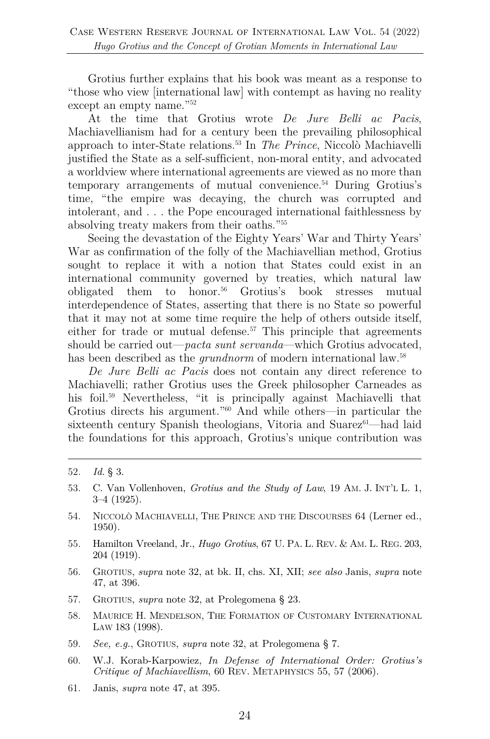Grotius further explains that his book was meant as a response to "those who view [international law] with contempt as having no reality except an empty name."[52]

At the time that Grotius wrote *De Jure Belli ac Pacis*, Machiavellianism had for a century been the prevailing philosophical approach to inter-State relations.[53] In *The Prince*, Niccolò Machiavelli justified the State as a self-sufficient, non-moral entity, and advocated a worldview where international agreements are viewed as no more than temporary arrangements of mutual convenience.[54] During Grotius's time, "the empire was decaying, the church was corrupted and intolerant, and . . . the Pope encouraged international faithlessness by absolving treaty makers from their oaths."[55]

Seeing the devastation of the Eighty Years' War and Thirty Years' War as confirmation of the folly of the Machiavellian method, Grotius sought to replace it with a notion that States could exist in an international community governed by treaties, which natural law obligated them to honor.[56] Grotius's book stresses mutual interdependence of States, asserting that there is no State so powerful that it may not at some time require the help of others outside itself, either for trade or mutual defense.[57] This principle that agreements should be carried out—*pacta sunt servanda*—which Grotius advocated, has been described as the *grundnorm* of modern international law.[58]

*De Jure Belli ac Pacis* does not contain any direct reference to Machiavelli; rather Grotius uses the Greek philosopher Carneades as his foil.[59] Nevertheless, "it is principally against Machiavelli that Grotius directs his argument."[60] And while others—in particular the sixteenth century Spanish theologians, Vitoria and Suarez[61]—had laid the foundations for this approach, Grotius's unique contribution was

---

52. *Id.* § 3.

53. C. Van Vollenhoven, *Grotius and the Study of Law*, 19 Am. J. Int'l L. 1, 3–4 (1925).

54. Niccolò Machiavelli, The Prince and the Discourses 64 (Lerner ed., 1950).

55. Hamilton Vreeland, Jr., *Hugo Grotius*, 67 U. Pa. L. Rev. & Am. L. Reg. 203, 204 (1919).

56. Grotius, *supra* note 32, at bk. II, chs. XI, XII; *see also* Janis, *supra* note 47, at 396.

57. Grotius, *supra* note 32, at Prolegomena § 23.

58. Maurice H. Mendelson, The Formation of Customary International Law 183 (1998).

59. *See, e.g.*, Grotius, *supra* note 32, at Prolegomena § 7.

60. W.J. Korab-Karpowiez, *In Defense of International Order: Grotius's Critique of Machiavellism*, 60 Rev. Metaphysics 55, 57 (2006).

61. Janis, *supra* note 47, at 395.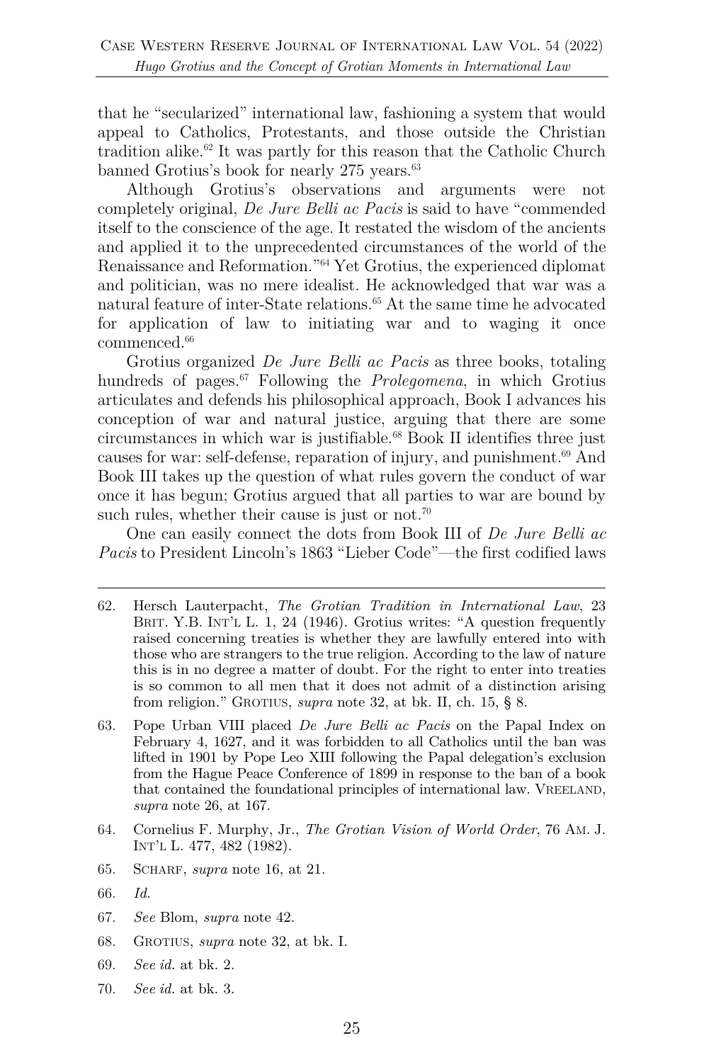that he "secularized" international law, fashioning a system that would appeal to Catholics, Protestants, and those outside the Christian tradition alike.[62] It was partly for this reason that the Catholic Church banned Grotius's book for nearly 275 years.[63]

Although Grotius's observations and arguments were not completely original, *De Jure Belli ac Pacis* is said to have "commended itself to the conscience of the age. It restated the wisdom of the ancients and applied it to the unprecedented circumstances of the world of the Renaissance and Reformation."[64] Yet Grotius, the experienced diplomat and politician, was no mere idealist. He acknowledged that war was a natural feature of inter-State relations.[65] At the same time he advocated for application of law to initiating war and to waging it once commenced.[66]

Grotius organized *De Jure Belli ac Pacis* as three books, totaling hundreds of pages.[67] Following the *Prolegomena*, in which Grotius articulates and defends his philosophical approach, Book I advances his conception of war and natural justice, arguing that there are some circumstances in which war is justifiable.[68] Book II identifies three just causes for war: self-defense, reparation of injury, and punishment.[69] And Book III takes up the question of what rules govern the conduct of war once it has begun; Grotius argued that all parties to war are bound by such rules, whether their cause is just or not.[70]

One can easily connect the dots from Book III of *De Jure Belli ac Pacis* to President Lincoln's 1863 "Lieber Code"—the first codified laws

---

62. Hersch Lauterpacht, *The Grotian Tradition in International Law*, 23 Brit. Y.B. Int'l L. 1, 24 (1946). Grotius writes: "A question frequently raised concerning treaties is whether they are lawfully entered into with those who are strangers to the true religion. According to the law of nature this is in no degree a matter of doubt. For the right to enter into treaties is so common to all men that it does not admit of a distinction arising from religion." Grotius, *supra* note 32, at bk. II, ch. 15, § 8.

63. Pope Urban VIII placed *De Jure Belli ac Pacis* on the Papal Index on February 4, 1627, and it was forbidden to all Catholics until the ban was lifted in 1901 by Pope Leo XIII following the Papal delegation's exclusion from the Hague Peace Conference of 1899 in response to the ban of a book that contained the foundational principles of international law. Vreeland, *supra* note 26, at 167.

64. Cornelius F. Murphy, Jr., *The Grotian Vision of World Order*, 76 Am. J. Int'l L. 477, 482 (1982).

65. Scharf, *supra* note 16, at 21.

66. *Id.*

67. *See* Blom, *supra* note 42.

68. Grotius, *supra* note 32, at bk. I.

69. *See id.* at bk. 2.

70. *See id.* at bk. 3.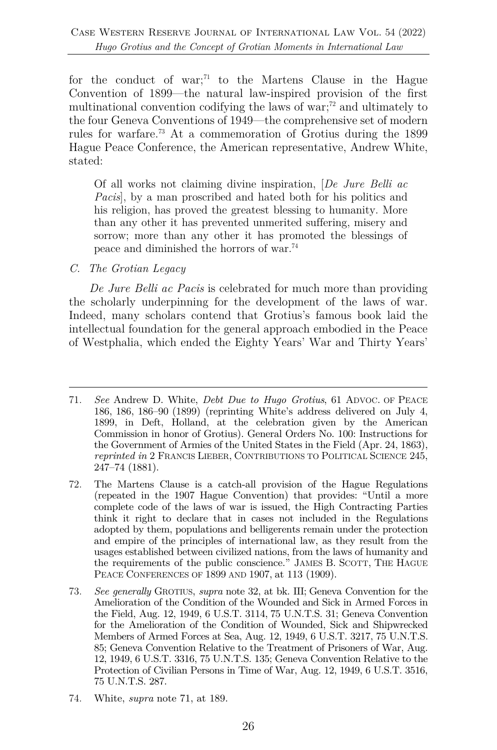for the conduct of war;[71] to the Martens Clause in the Hague Convention of 1899—the natural law-inspired provision of the first multinational convention codifying the laws of war;[72] and ultimately to the four Geneva Conventions of 1949—the comprehensive set of modern rules for warfare.[73] At a commemoration of Grotius during the 1899 Hague Peace Conference, the American representative, Andrew White, stated:

> Of all works not claiming divine inspiration, [*De Jure Belli ac Pacis*], by a man proscribed and hated both for his politics and his religion, has proved the greatest blessing to humanity. More than any other it has prevented unmerited suffering, misery and sorrow; more than any other it has promoted the blessings of peace and diminished the horrors of war.[74]

### *C. The Grotian Legacy*

*De Jure Belli ac Pacis* is celebrated for much more than providing the scholarly underpinning for the development of the laws of war. Indeed, many scholars contend that Grotius's famous book laid the intellectual foundation for the general approach embodied in the Peace of Westphalia, which ended the Eighty Years' War and Thirty Years'

---

71. *See* Andrew D. White, *Debt Due to Hugo Grotius*, 61 ADVOC. OF PEACE 186, 186, 186–90 (1899) (reprinting White's address delivered on July 4, 1899, in Deft, Holland, at the celebration given by the American Commission in honor of Grotius). General Orders No. 100: Instructions for the Government of Armies of the United States in the Field (Apr. 24, 1863), *reprinted in* 2 FRANCIS LIEBER, CONTRIBUTIONS TO POLITICAL SCIENCE 245, 247–74 (1881).

72. The Martens Clause is a catch-all provision of the Hague Regulations (repeated in the 1907 Hague Convention) that provides: "Until a more complete code of the laws of war is issued, the High Contracting Parties think it right to declare that in cases not included in the Regulations adopted by them, populations and belligerents remain under the protection and empire of the principles of international law, as they result from the usages established between civilized nations, from the laws of humanity and the requirements of the public conscience." JAMES B. SCOTT, THE HAGUE PEACE CONFERENCES OF 1899 AND 1907, at 113 (1909).

73. *See generally* GROTIUS, *supra* note 32, at bk. III; Geneva Convention for the Amelioration of the Condition of the Wounded and Sick in Armed Forces in the Field, Aug. 12, 1949, 6 U.S.T. 3114, 75 U.N.T.S. 31; Geneva Convention for the Amelioration of the Condition of Wounded, Sick and Shipwrecked Members of Armed Forces at Sea, Aug. 12, 1949, 6 U.S.T. 3217, 75 U.N.T.S. 85; Geneva Convention Relative to the Treatment of Prisoners of War, Aug. 12, 1949, 6 U.S.T. 3316, 75 U.N.T.S. 135; Geneva Convention Relative to the Protection of Civilian Persons in Time of War, Aug. 12, 1949, 6 U.S.T. 3516, 75 U.N.T.S. 287.

74. White, *supra* note 71, at 189.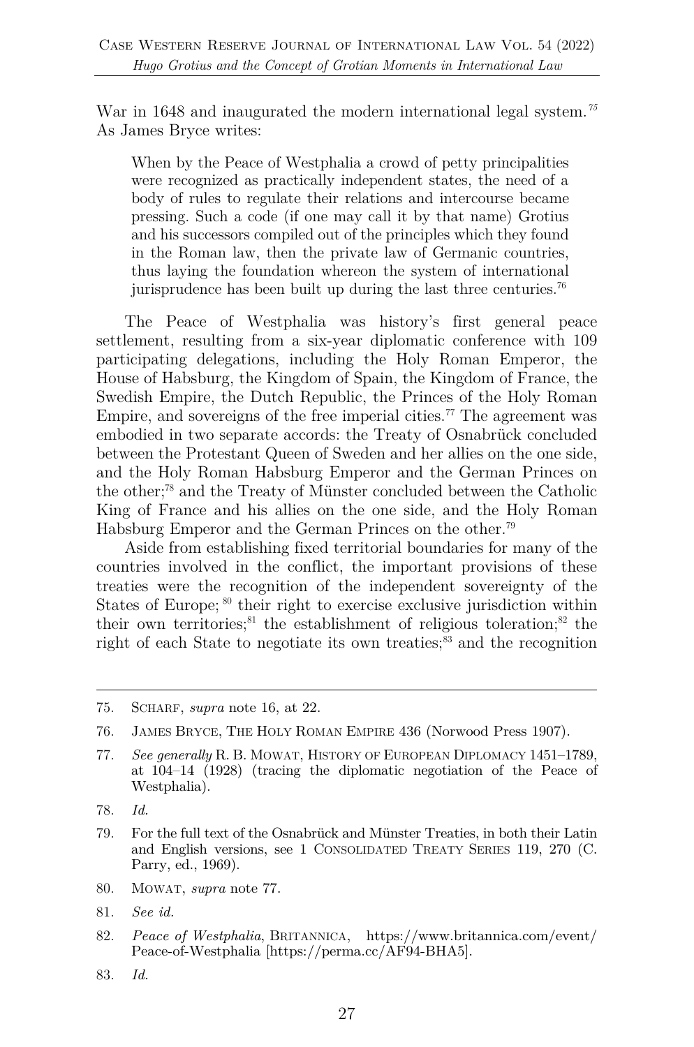War in 1648 and inaugurated the modern international legal system.[75] As James Bryce writes:

> When by the Peace of Westphalia a crowd of petty principalities were recognized as practically independent states, the need of a body of rules to regulate their relations and intercourse became pressing. Such a code (if one may call it by that name) Grotius and his successors compiled out of the principles which they found in the Roman law, then the private law of Germanic countries, thus laying the foundation whereon the system of international jurisprudence has been built up during the last three centuries.[76]

The Peace of Westphalia was history's first general peace settlement, resulting from a six-year diplomatic conference with 109 participating delegations, including the Holy Roman Emperor, the House of Habsburg, the Kingdom of Spain, the Kingdom of France, the Swedish Empire, the Dutch Republic, the Princes of the Holy Roman Empire, and sovereigns of the free imperial cities.[77] The agreement was embodied in two separate accords: the Treaty of Osnabrück concluded between the Protestant Queen of Sweden and her allies on the one side, and the Holy Roman Habsburg Emperor and the German Princes on the other;[78] and the Treaty of Münster concluded between the Catholic King of France and his allies on the one side, and the Holy Roman Habsburg Emperor and the German Princes on the other.[79]

Aside from establishing fixed territorial boundaries for many of the countries involved in the conflict, the important provisions of these treaties were the recognition of the independent sovereignty of the States of Europe;[80] their right to exercise exclusive jurisdiction within their own territories;[81] the establishment of religious toleration;[82] the right of each State to negotiate its own treaties;[83] and the recognition

---

75. Scharf, *supra* note 16, at 22.

76. James Bryce, The Holy Roman Empire 436 (Norwood Press 1907).

77. *See generally* R. B. Mowat, History of European Diplomacy 1451–1789, at 104–14 (1928) (tracing the diplomatic negotiation of the Peace of Westphalia).

78. *Id.*

79. For the full text of the Osnabrück and Münster Treaties, in both their Latin and English versions, see 1 Consolidated Treaty Series 119, 270 (C. Parry, ed., 1969).

80. Mowat, *supra* note 77.

81. *See id.*

82. *Peace of Westphalia*, Britannica, https://www.britannica.com/event/Peace-of-Westphalia [https://perma.cc/AF94-BHA5].

83. *Id.*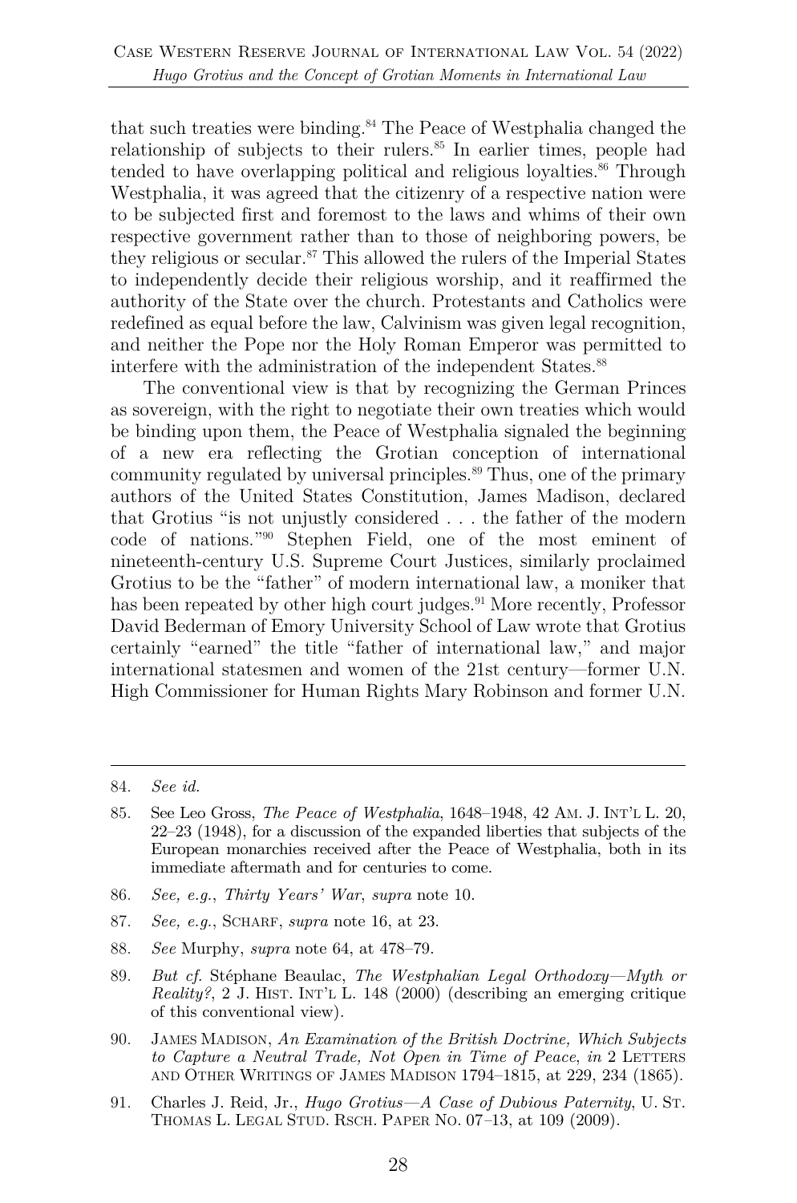that such treaties were binding.[84] The Peace of Westphalia changed the relationship of subjects to their rulers.[85] In earlier times, people had tended to have overlapping political and religious loyalties.[86] Through Westphalia, it was agreed that the citizenry of a respective nation were to be subjected first and foremost to the laws and whims of their own respective government rather than to those of neighboring powers, be they religious or secular.[87] This allowed the rulers of the Imperial States to independently decide their religious worship, and it reaffirmed the authority of the State over the church. Protestants and Catholics were redefined as equal before the law, Calvinism was given legal recognition, and neither the Pope nor the Holy Roman Emperor was permitted to interfere with the administration of the independent States.[88]

The conventional view is that by recognizing the German Princes as sovereign, with the right to negotiate their own treaties which would be binding upon them, the Peace of Westphalia signaled the beginning of a new era reflecting the Grotian conception of international community regulated by universal principles.[89] Thus, one of the primary authors of the United States Constitution, James Madison, declared that Grotius "is not unjustly considered . . . the father of the modern code of nations."[90] Stephen Field, one of the most eminent of nineteenth-century U.S. Supreme Court Justices, similarly proclaimed Grotius to be the "father" of modern international law, a moniker that has been repeated by other high court judges.[91] More recently, Professor David Bederman of Emory University School of Law wrote that Grotius certainly "earned" the title "father of international law," and major international statesmen and women of the 21st century—former U.N. High Commissioner for Human Rights Mary Robinson and former U.N.

---

84. *See id.*

85. See Leo Gross, *The Peace of Westphalia*, 1648–1948, 42 AM. J. INT'L L. 20, 22–23 (1948), for a discussion of the expanded liberties that subjects of the European monarchies received after the Peace of Westphalia, both in its immediate aftermath and for centuries to come.

86. *See, e.g.*, *Thirty Years' War*, *supra* note 10.

87. *See, e.g.*, SCHARF, *supra* note 16, at 23.

88. *See* Murphy, *supra* note 64, at 478–79.

89. *But cf.* Stéphane Beaulac, *The Westphalian Legal Orthodoxy—Myth or Reality?*, 2 J. HIST. INT'L L. 148 (2000) (describing an emerging critique of this conventional view).

90. JAMES MADISON, *An Examination of the British Doctrine, Which Subjects to Capture a Neutral Trade, Not Open in Time of Peace*, *in* 2 LETTERS AND OTHER WRITINGS OF JAMES MADISON 1794–1815, at 229, 234 (1865).

91. Charles J. Reid, Jr., *Hugo Grotius—A Case of Dubious Paternity*, U. ST. THOMAS L. LEGAL STUD. RSCH. PAPER NO. 07–13, at 109 (2009).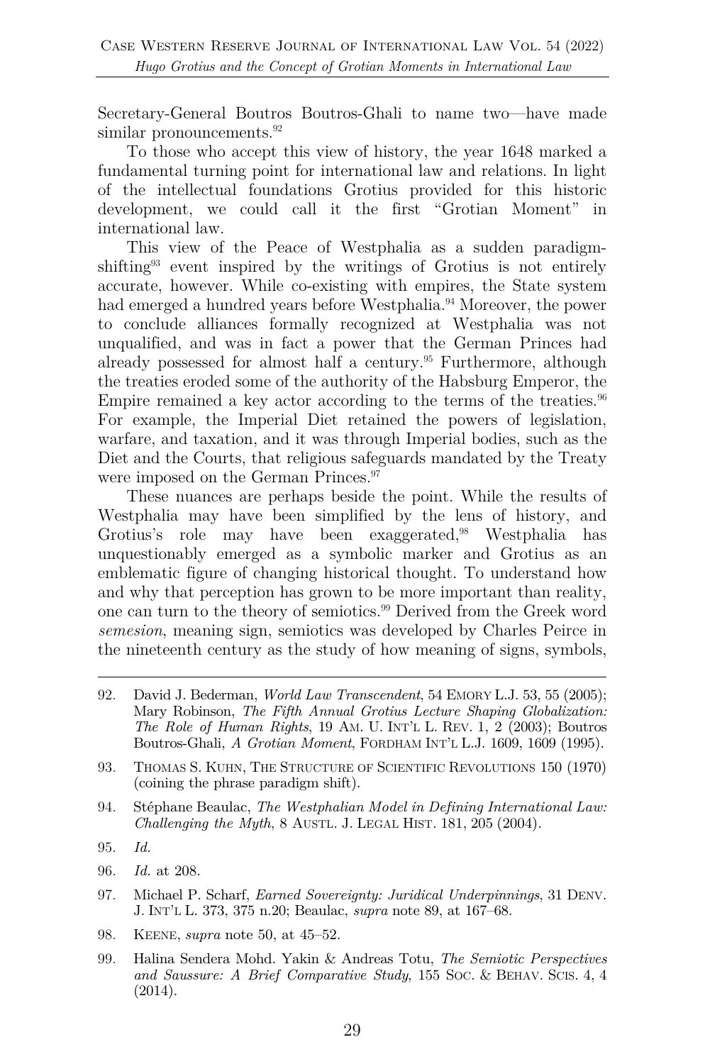Secretary-General Boutros Boutros-Ghali to name two—have made similar pronouncements.[92]

To those who accept this view of history, the year 1648 marked a fundamental turning point for international law and relations. In light of the intellectual foundations Grotius provided for this historic development, we could call it the first "Grotian Moment" in international law.

This view of the Peace of Westphalia as a sudden paradigm-shifting[93] event inspired by the writings of Grotius is not entirely accurate, however. While co-existing with empires, the State system had emerged a hundred years before Westphalia.[94] Moreover, the power to conclude alliances formally recognized at Westphalia was not unqualified, and was in fact a power that the German Princes had already possessed for almost half a century.[95] Furthermore, although the treaties eroded some of the authority of the Habsburg Emperor, the Empire remained a key actor according to the terms of the treaties.[96] For example, the Imperial Diet retained the powers of legislation, warfare, and taxation, and it was through Imperial bodies, such as the Diet and the Courts, that religious safeguards mandated by the Treaty were imposed on the German Princes.[97]

These nuances are perhaps beside the point. While the results of Westphalia may have been simplified by the lens of history, and Grotius's role may have been exaggerated,[98] Westphalia has unquestionably emerged as a symbolic marker and Grotius as an emblematic figure of changing historical thought. To understand how and why that perception has grown to be more important than reality, one can turn to the theory of semiotics.[99] Derived from the Greek word *semesion*, meaning sign, semiotics was developed by Charles Peirce in the nineteenth century as the study of how meaning of signs, symbols,

---

92. David J. Bederman, *World Law Transcendent*, 54 EMORY L.J. 53, 55 (2005); Mary Robinson, *The Fifth Annual Grotius Lecture Shaping Globalization: The Role of Human Rights*, 19 AM. U. INT'L L. REV. 1, 2 (2003); Boutros Boutros-Ghali, *A Grotian Moment*, FORDHAM INT'L L.J. 1609, 1609 (1995).

93. THOMAS S. KUHN, THE STRUCTURE OF SCIENTIFIC REVOLUTIONS 150 (1970) (coining the phrase paradigm shift).

94. Stéphane Beaulac, *The Westphalian Model in Defining International Law: Challenging the Myth*, 8 AUSTL. J. LEGAL HIST. 181, 205 (2004).

95. *Id.*

96. *Id.* at 208.

97. Michael P. Scharf, *Earned Sovereignty: Juridical Underpinnings*, 31 DENV. J. INT'L L. 373, 375 n.20; Beaulac, *supra* note 89, at 167–68.

98. KEENE, *supra* note 50, at 45–52.

99. Halina Sendera Mohd. Yakin & Andreas Totu, *The Semiotic Perspectives and Saussure: A Brief Comparative Study*, 155 SOC. & BEHAV. SCIS. 4, 4 (2014).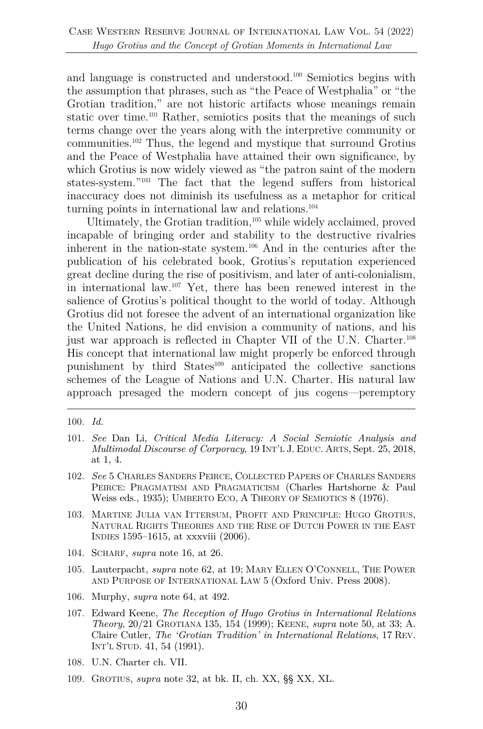and language is constructed and understood.[100] Semiotics begins with the assumption that phrases, such as "the Peace of Westphalia" or "the Grotian tradition," are not historic artifacts whose meanings remain static over time.[101] Rather, semiotics posits that the meanings of such terms change over the years along with the interpretive community or communities.[102] Thus, the legend and mystique that surround Grotius and the Peace of Westphalia have attained their own significance, by which Grotius is now widely viewed as "the patron saint of the modern states-system."[103] The fact that the legend suffers from historical inaccuracy does not diminish its usefulness as a metaphor for critical turning points in international law and relations.[104]

Ultimately, the Grotian tradition,[105] while widely acclaimed, proved incapable of bringing order and stability to the destructive rivalries inherent in the nation-state system.[106] And in the centuries after the publication of his celebrated book, Grotius's reputation experienced great decline during the rise of positivism, and later of anti-colonialism, in international law.[107] Yet, there has been renewed interest in the salience of Grotius's political thought to the world of today. Although Grotius did not foresee the advent of an international organization like the United Nations, he did envision a community of nations, and his just war approach is reflected in Chapter VII of the U.N. Charter.[108] His concept that international law might properly be enforced through punishment by third States[109] anticipated the collective sanctions schemes of the League of Nations and U.N. Charter. His natural law approach presaged the modern concept of jus cogens—peremptory

---

100. *Id.*

101. *See* Dan Li, *Critical Media Literacy: A Social Semiotic Analysis and Multimodal Discourse of Corporacy*, 19 INT'L J. EDUC. ARTS, Sept. 25, 2018, at 1, 4.

102. *See* 5 CHARLES SANDERS PEIRCE, COLLECTED PAPERS OF CHARLES SANDERS PEIRCE: PRAGMATISM AND PRAGMATICISM (Charles Hartshorne & Paul Weiss eds., 1935); UMBERTO ECO, A THEORY OF SEMIOTICS 8 (1976).

103. MARTINE JULIA VAN ITTERSUM, PROFIT AND PRINCIPLE: HUGO GROTIUS, NATURAL RIGHTS THEORIES AND THE RISE OF DUTCH POWER IN THE EAST INDIES 1595–1615, at xxxviii (2006).

104. SCHARF, *supra* note 16, at 26.

105. Lauterpacht, *supra* note 62, at 19; MARY ELLEN O'CONNELL, THE POWER AND PURPOSE OF INTERNATIONAL LAW 5 (Oxford Univ. Press 2008).

106. Murphy, *supra* note 64, at 492.

107. Edward Keene, *The Reception of Hugo Grotius in International Relations Theory*, 20/21 GROTIANA 135, 154 (1999); KEENE, *supra* note 50, at 33; A. Claire Cutler, *The 'Grotian Tradition' in International Relations*, 17 REV. INT'L STUD. 41, 54 (1991).

108. U.N. Charter ch. VII.

109. GROTIUS, *supra* note 32, at bk. II, ch. XX, §§ XX, XL.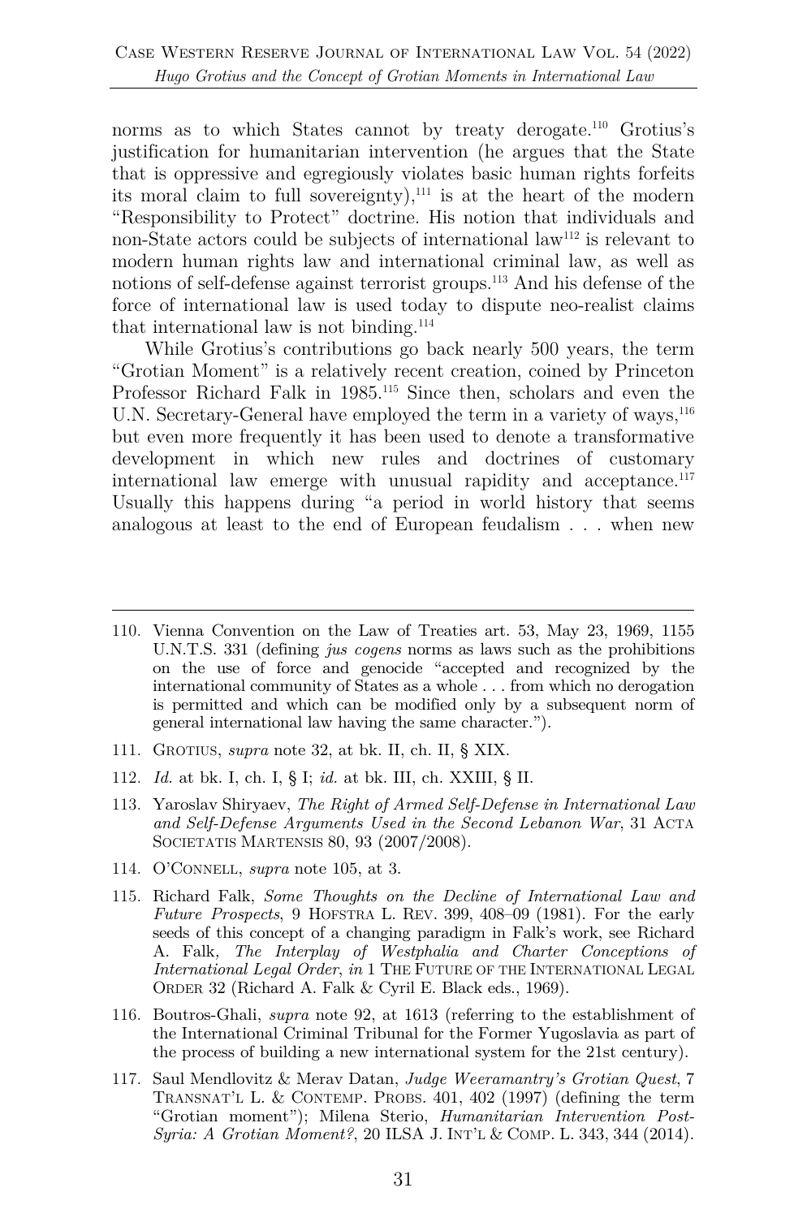norms as to which States cannot by treaty derogate.[110] Grotius's justification for humanitarian intervention (he argues that the State that is oppressive and egregiously violates basic human rights forfeits its moral claim to full sovereignty),[111] is at the heart of the modern "Responsibility to Protect" doctrine. His notion that individuals and non-State actors could be subjects of international law[112] is relevant to modern human rights law and international criminal law, as well as notions of self-defense against terrorist groups.[113] And his defense of the force of international law is used today to dispute neo-realist claims that international law is not binding.[114]

While Grotius's contributions go back nearly 500 years, the term "Grotian Moment" is a relatively recent creation, coined by Princeton Professor Richard Falk in 1985.[115] Since then, scholars and even the U.N. Secretary-General have employed the term in a variety of ways,[116] but even more frequently it has been used to denote a transformative development in which new rules and doctrines of customary international law emerge with unusual rapidity and acceptance.[117] Usually this happens during "a period in world history that seems analogous at least to the end of European feudalism . . . when new

---

110. Vienna Convention on the Law of Treaties art. 53, May 23, 1969, 1155 U.N.T.S. 331 (defining *jus cogens* norms as laws such as the prohibitions on the use of force and genocide "accepted and recognized by the international community of States as a whole . . . from which no derogation is permitted and which can be modified only by a subsequent norm of general international law having the same character.").

111. GROTIUS, *supra* note 32, at bk. II, ch. II, § XIX.

112. *Id.* at bk. I, ch. I, § I; *id.* at bk. III, ch. XXIII, § II.

113. Yaroslav Shiryaev, *The Right of Armed Self-Defense in International Law and Self-Defense Arguments Used in the Second Lebanon War*, 31 ACTA SOCIETATIS MARTENSIS 80, 93 (2007/2008).

114. O'CONNELL, *supra* note 105, at 3.

115. Richard Falk, *Some Thoughts on the Decline of International Law and Future Prospects*, 9 HOFSTRA L. REV. 399, 408–09 (1981). For the early seeds of this concept of a changing paradigm in Falk's work, see Richard A. Falk, *The Interplay of Westphalia and Charter Conceptions of International Legal Order*, *in* 1 THE FUTURE OF THE INTERNATIONAL LEGAL ORDER 32 (Richard A. Falk & Cyril E. Black eds., 1969).

116. Boutros-Ghali, *supra* note 92, at 1613 (referring to the establishment of the International Criminal Tribunal for the Former Yugoslavia as part of the process of building a new international system for the 21st century).

117. Saul Mendlovitz & Merav Datan, *Judge Weeramantry's Grotian Quest*, 7 TRANSNAT'L L. & CONTEMP. PROBS. 401, 402 (1997) (defining the term "Grotian moment"); Milena Sterio, *Humanitarian Intervention Post-Syria: A Grotian Moment?*, 20 ILSA J. INT'L & COMP. L. 343, 344 (2014).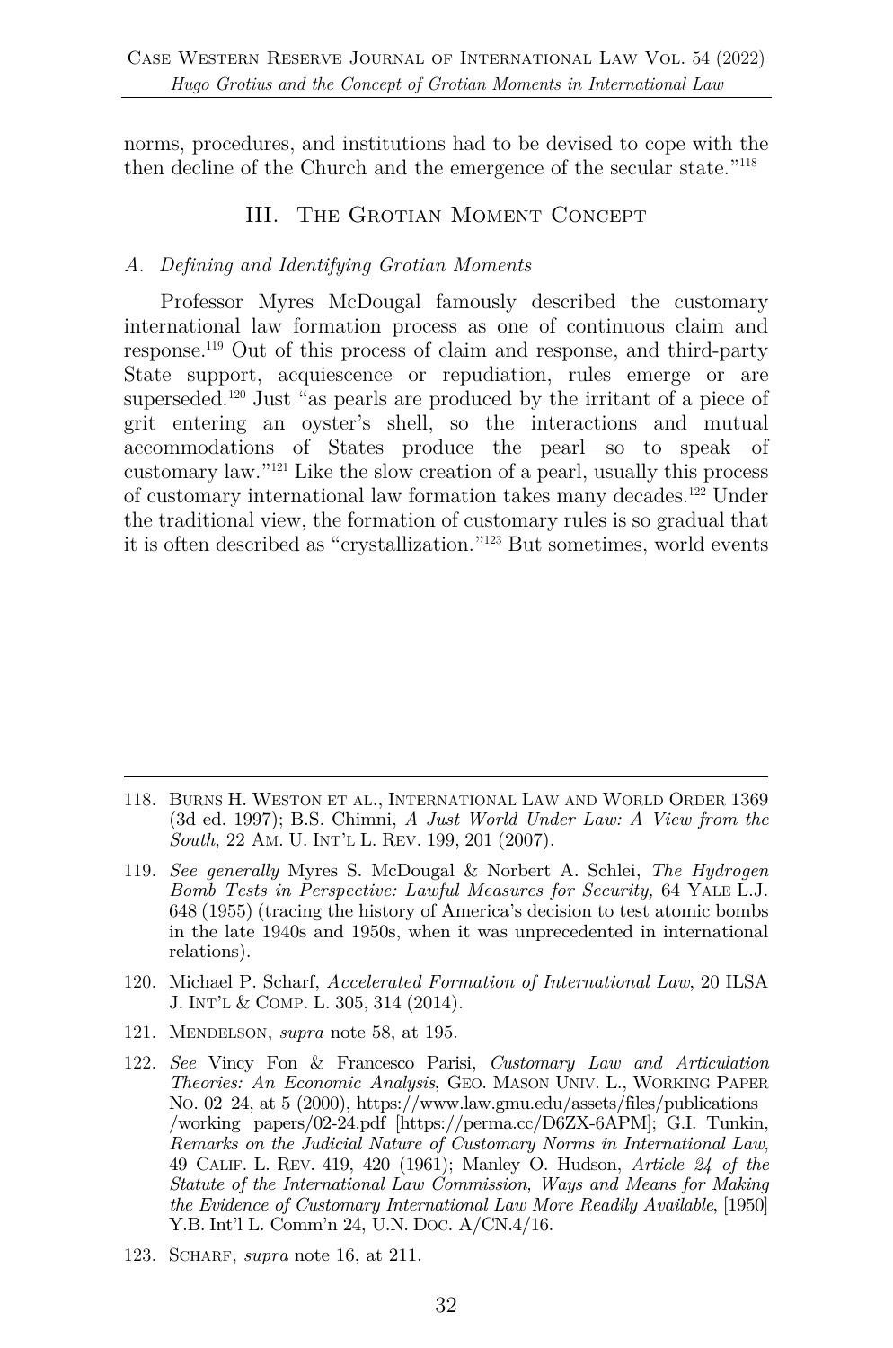norms, procedures, and institutions had to be devised to cope with the then decline of the Church and the emergence of the secular state."[118]

## III. The Grotian Moment Concept

### A. *Defining and Identifying Grotian Moments*

Professor Myres McDougal famously described the customary international law formation process as one of continuous claim and response.[119] Out of this process of claim and response, and third-party State support, acquiescence or repudiation, rules emerge or are superseded.[120] Just "as pearls are produced by the irritant of a piece of grit entering an oyster's shell, so the interactions and mutual accommodations of States produce the pearl—so to speak—of customary law."[121] Like the slow creation of a pearl, usually this process of customary international law formation takes many decades.[122] Under the traditional view, the formation of customary rules is so gradual that it is often described as "crystallization."[123] But sometimes, world events

---

118. Burns H. Weston et al., International Law and World Order 1369 (3d ed. 1997); B.S. Chimni, *A Just World Under Law: A View from the South*, 22 Am. U. Int'l L. Rev. 199, 201 (2007).

119. *See generally* Myres S. McDougal & Norbert A. Schlei, *The Hydrogen Bomb Tests in Perspective: Lawful Measures for Security,* 64 Yale L.J. 648 (1955) (tracing the history of America's decision to test atomic bombs in the late 1940s and 1950s, when it was unprecedented in international relations).

120. Michael P. Scharf, *Accelerated Formation of International Law*, 20 ILSA J. Int'l & Comp. L. 305, 314 (2014).

121. Mendelson, *supra* note 58, at 195.

122. *See* Vincy Fon & Francesco Parisi, *Customary Law and Articulation Theories: An Economic Analysis*, Geo. Mason Univ. L., Working Paper No. 02–24, at 5 (2000), https://www.law.gmu.edu/assets/files/publications/working_papers/02-24.pdf [https://perma.cc/D6ZX-6APM]; G.I. Tunkin, *Remarks on the Judicial Nature of Customary Norms in International Law*, 49 Calif. L. Rev. 419, 420 (1961); Manley O. Hudson, *Article 24 of the Statute of the International Law Commission, Ways and Means for Making the Evidence of Customary International Law More Readily Available*, [1950] Y.B. Int'l L. Comm'n 24, U.N. Doc. A/CN.4/16.

123. Scharf, *supra* note 16, at 211.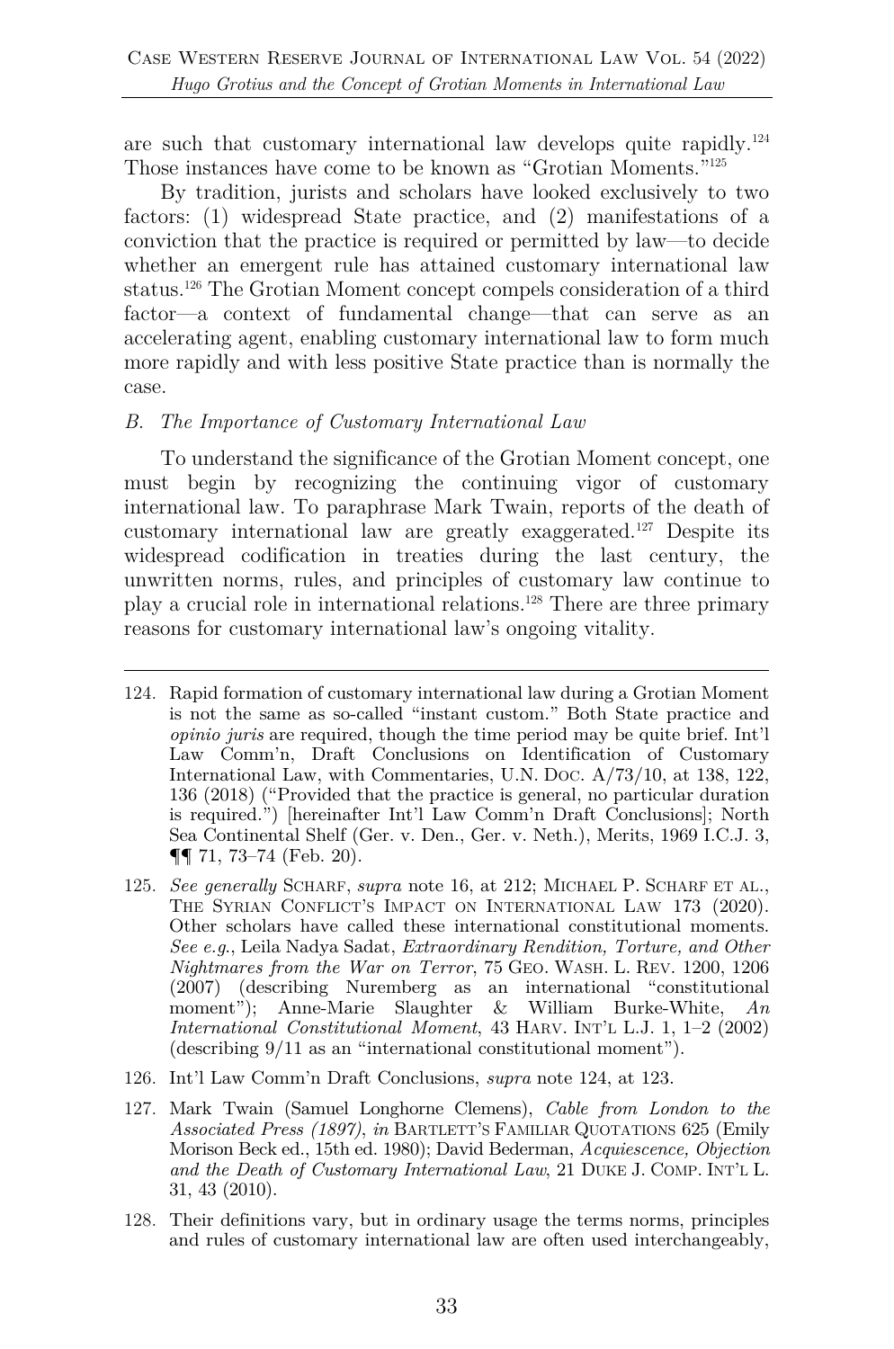are such that customary international law develops quite rapidly.[124] Those instances have come to be known as "Grotian Moments."[125]

By tradition, jurists and scholars have looked exclusively to two factors: (1) widespread State practice, and (2) manifestations of a conviction that the practice is required or permitted by law—to decide whether an emergent rule has attained customary international law status.[126] The Grotian Moment concept compels consideration of a third factor—a context of fundamental change—that can serve as an accelerating agent, enabling customary international law to form much more rapidly and with less positive State practice than is normally the case.

### *B. The Importance of Customary International Law*

To understand the significance of the Grotian Moment concept, one must begin by recognizing the continuing vigor of customary international law. To paraphrase Mark Twain, reports of the death of customary international law are greatly exaggerated.[127] Despite its widespread codification in treaties during the last century, the unwritten norms, rules, and principles of customary law continue to play a crucial role in international relations.[128] There are three primary reasons for customary international law's ongoing vitality.

---

124. Rapid formation of customary international law during a Grotian Moment is not the same as so-called "instant custom." Both State practice and *opinio juris* are required, though the time period may be quite brief. Int'l Law Comm'n, Draft Conclusions on Identification of Customary International Law, with Commentaries, U.N. Doc. A/73/10, at 138, 122, 136 (2018) ("Provided that the practice is general, no particular duration is required.") [hereinafter Int'l Law Comm'n Draft Conclusions]; North Sea Continental Shelf (Ger. v. Den., Ger. v. Neth.), Merits, 1969 I.C.J. 3, ¶¶ 71, 73–74 (Feb. 20).

125. *See generally* Scharf, *supra* note 16, at 212; Michael P. Scharf et al., The Syrian Conflict's Impact on International Law 173 (2020). Other scholars have called these international constitutional moments. *See e.g.*, Leila Nadya Sadat, *Extraordinary Rendition, Torture, and Other Nightmares from the War on Terror*, 75 Geo. Wash. L. Rev. 1200, 1206 (2007) (describing Nuremberg as an international "constitutional moment"); Anne-Marie Slaughter & William Burke-White, *An International Constitutional Moment*, 43 Harv. Int'l L.J. 1, 1–2 (2002) (describing 9/11 as an "international constitutional moment").

126. Int'l Law Comm'n Draft Conclusions, *supra* note 124, at 123.

127. Mark Twain (Samuel Longhorne Clemens), *Cable from London to the Associated Press (1897)*, *in* Bartlett's Familiar Quotations 625 (Emily Morison Beck ed., 15th ed. 1980); David Bederman, *Acquiescence, Objection and the Death of Customary International Law*, 21 Duke J. Comp. Int'l L. 31, 43 (2010).

128. Their definitions vary, but in ordinary usage the terms norms, principles and rules of customary international law are often used interchangeably,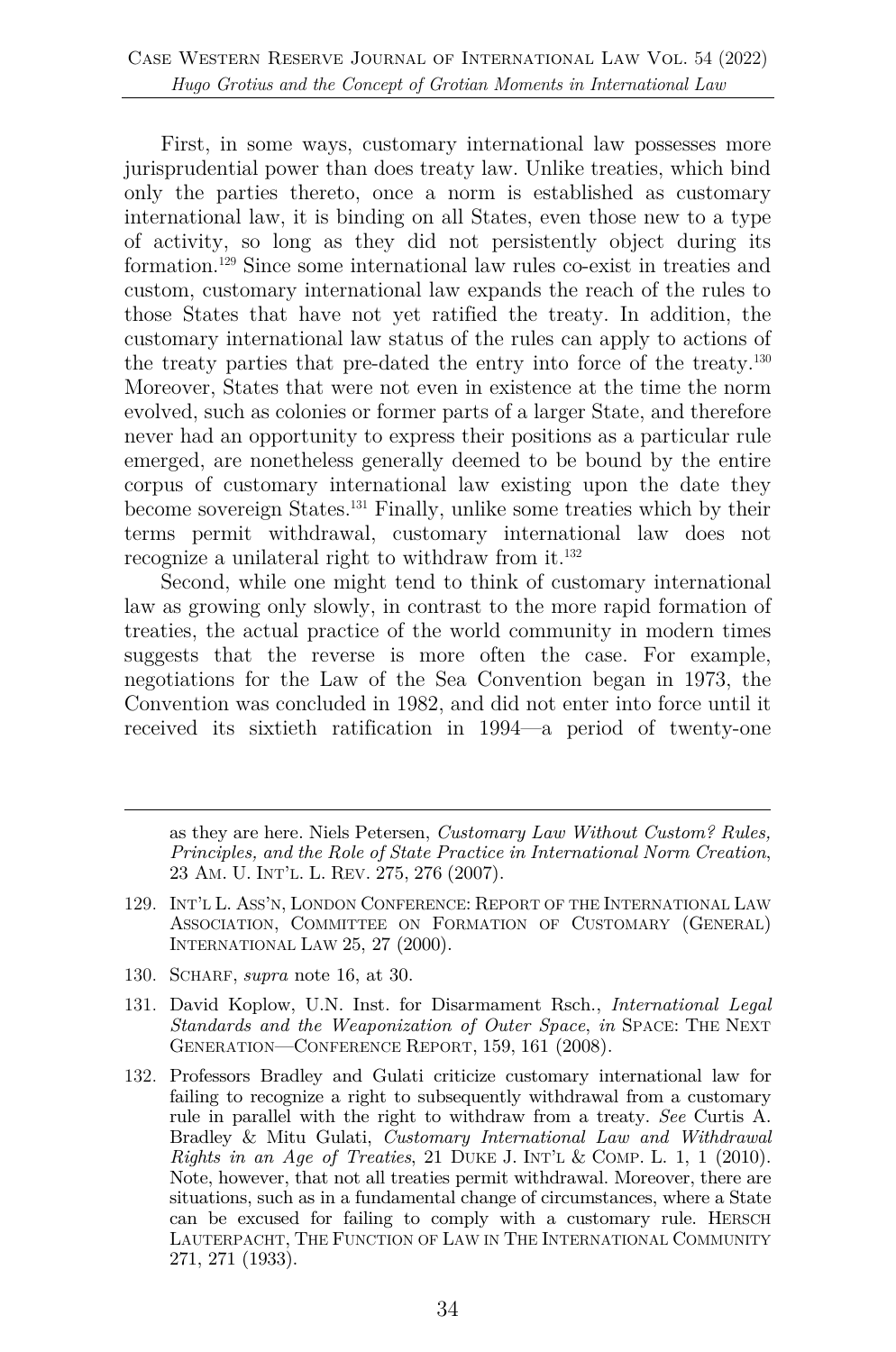First, in some ways, customary international law possesses more jurisprudential power than does treaty law. Unlike treaties, which bind only the parties thereto, once a norm is established as customary international law, it is binding on all States, even those new to a type of activity, so long as they did not persistently object during its formation.[129] Since some international law rules co-exist in treaties and custom, customary international law expands the reach of the rules to those States that have not yet ratified the treaty. In addition, the customary international law status of the rules can apply to actions of the treaty parties that pre-dated the entry into force of the treaty.[130] Moreover, States that were not even in existence at the time the norm evolved, such as colonies or former parts of a larger State, and therefore never had an opportunity to express their positions as a particular rule emerged, are nonetheless generally deemed to be bound by the entire corpus of customary international law existing upon the date they become sovereign States.[131] Finally, unlike some treaties which by their terms permit withdrawal, customary international law does not recognize a unilateral right to withdraw from it.[132]

Second, while one might tend to think of customary international law as growing only slowly, in contrast to the more rapid formation of treaties, the actual practice of the world community in modern times suggests that the reverse is more often the case. For example, negotiations for the Law of the Sea Convention began in 1973, the Convention was concluded in 1982, and did not enter into force until it received its sixtieth ratification in 1994—a period of twenty-one

---

as they are here. Niels Petersen, *Customary Law Without Custom? Rules, Principles, and the Role of State Practice in International Norm Creation*, 23 AM. U. INT'L. L. REV. 275, 276 (2007).

129. INT'L L. ASS'N, LONDON CONFERENCE: REPORT OF THE INTERNATIONAL LAW ASSOCIATION, COMMITTEE ON FORMATION OF CUSTOMARY (GENERAL) INTERNATIONAL LAW 25, 27 (2000).

130. SCHARF, *supra* note 16, at 30.

131. David Koplow, U.N. Inst. for Disarmament Rsch., *International Legal Standards and the Weaponization of Outer Space*, *in* SPACE: THE NEXT GENERATION—CONFERENCE REPORT, 159, 161 (2008).

132. Professors Bradley and Gulati criticize customary international law for failing to recognize a right to subsequently withdrawal from a customary rule in parallel with the right to withdraw from a treaty. *See* Curtis A. Bradley & Mitu Gulati, *Customary International Law and Withdrawal Rights in an Age of Treaties*, 21 DUKE J. INT'L & COMP. L. 1, 1 (2010). Note, however, that not all treaties permit withdrawal. Moreover, there are situations, such as in a fundamental change of circumstances, where a State can be excused for failing to comply with a customary rule. HERSCH LAUTERPACHT, THE FUNCTION OF LAW IN THE INTERNATIONAL COMMUNITY 271, 271 (1933).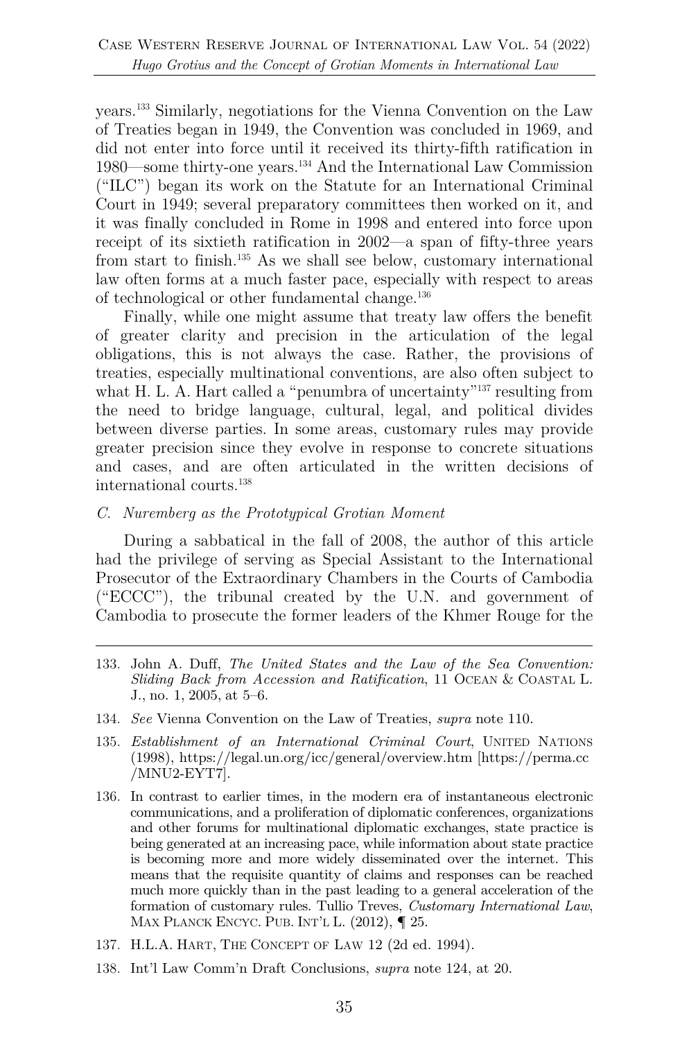years.[133] Similarly, negotiations for the Vienna Convention on the Law of Treaties began in 1949, the Convention was concluded in 1969, and did not enter into force until it received its thirty-fifth ratification in 1980—some thirty-one years.[134] And the International Law Commission ("ILC") began its work on the Statute for an International Criminal Court in 1949; several preparatory committees then worked on it, and it was finally concluded in Rome in 1998 and entered into force upon receipt of its sixtieth ratification in 2002—a span of fifty-three years from start to finish.[135] As we shall see below, customary international law often forms at a much faster pace, especially with respect to areas of technological or other fundamental change.[136]

Finally, while one might assume that treaty law offers the benefit of greater clarity and precision in the articulation of the legal obligations, this is not always the case. Rather, the provisions of treaties, especially multinational conventions, are also often subject to what H. L. A. Hart called a "penumbra of uncertainty"[137] resulting from the need to bridge language, cultural, legal, and political divides between diverse parties. In some areas, customary rules may provide greater precision since they evolve in response to concrete situations and cases, and are often articulated in the written decisions of international courts.[138]

### *C. Nuremberg as the Prototypical Grotian Moment*

During a sabbatical in the fall of 2008, the author of this article had the privilege of serving as Special Assistant to the International Prosecutor of the Extraordinary Chambers in the Courts of Cambodia ("ECCC"), the tribunal created by the U.N. and government of Cambodia to prosecute the former leaders of the Khmer Rouge for the

---

133. John A. Duff, *The United States and the Law of the Sea Convention: Sliding Back from Accession and Ratification*, 11 OCEAN & COASTAL L. J., no. 1, 2005, at 5–6.

134. *See* Vienna Convention on the Law of Treaties, *supra* note 110.

135. *Establishment of an International Criminal Court*, UNITED NATIONS (1998), https://legal.un.org/icc/general/overview.htm [https://perma.cc/MNU2-EYT7].

136. In contrast to earlier times, in the modern era of instantaneous electronic communications, and a proliferation of diplomatic conferences, organizations and other forums for multinational diplomatic exchanges, state practice is being generated at an increasing pace, while information about state practice is becoming more and more widely disseminated over the internet. This means that the requisite quantity of claims and responses can be reached much more quickly than in the past leading to a general acceleration of the formation of customary rules. Tullio Treves, *Customary International Law*, MAX PLANCK ENCYC. PUB. INT'L L. (2012), ¶ 25.

137. H.L.A. HART, THE CONCEPT OF LAW 12 (2d ed. 1994).

138. Int'l Law Comm'n Draft Conclusions, *supra* note 124, at 20.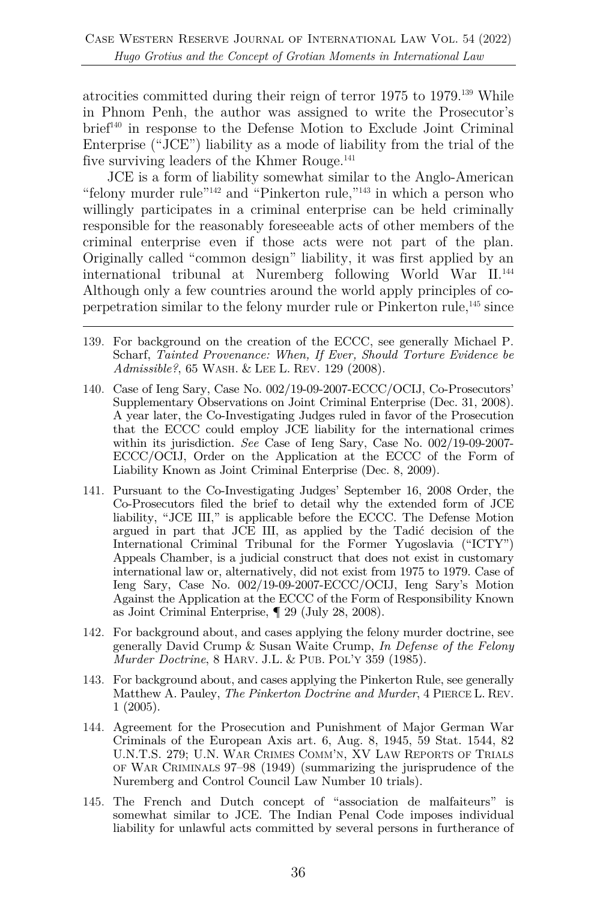atrocities committed during their reign of terror 1975 to 1979.[139] While in Phnom Penh, the author was assigned to write the Prosecutor's brief[140] in response to the Defense Motion to Exclude Joint Criminal Enterprise ("JCE") liability as a mode of liability from the trial of the five surviving leaders of the Khmer Rouge.[141]

JCE is a form of liability somewhat similar to the Anglo-American "felony murder rule"[142] and "Pinkerton rule,"[143] in which a person who willingly participates in a criminal enterprise can be held criminally responsible for the reasonably foreseeable acts of other members of the criminal enterprise even if those acts were not part of the plan. Originally called "common design" liability, it was first applied by an international tribunal at Nuremberg following World War II.[144] Although only a few countries around the world apply principles of co-perpetration similar to the felony murder rule or Pinkerton rule,[145] since

---

139. For background on the creation of the ECCC, see generally Michael P. Scharf, *Tainted Provenance: When, If Ever, Should Torture Evidence be Admissible?*, 65 Wash. & Lee L. Rev. 129 (2008).

140. Case of Ieng Sary, Case No. 002/19-09-2007-ECCC/OCIJ, Co-Prosecutors' Supplementary Observations on Joint Criminal Enterprise (Dec. 31, 2008). A year later, the Co-Investigating Judges ruled in favor of the Prosecution that the ECCC could employ JCE liability for the international crimes within its jurisdiction. *See* Case of Ieng Sary, Case No. 002/19-09-2007-ECCC/OCIJ, Order on the Application at the ECCC of the Form of Liability Known as Joint Criminal Enterprise (Dec. 8, 2009).

141. Pursuant to the Co-Investigating Judges' September 16, 2008 Order, the Co-Prosecutors filed the brief to detail why the extended form of JCE liability, "JCE III," is applicable before the ECCC. The Defense Motion argued in part that JCE III, as applied by the Tadić decision of the International Criminal Tribunal for the Former Yugoslavia ("ICTY") Appeals Chamber, is a judicial construct that does not exist in customary international law or, alternatively, did not exist from 1975 to 1979. Case of Ieng Sary, Case No. 002/19-09-2007-ECCC/OCIJ, Ieng Sary's Motion Against the Application at the ECCC of the Form of Responsibility Known as Joint Criminal Enterprise, ¶ 29 (July 28, 2008).

142. For background about, and cases applying the felony murder doctrine, see generally David Crump & Susan Waite Crump, *In Defense of the Felony Murder Doctrine*, 8 Harv. J.L. & Pub. Pol'y 359 (1985).

143. For background about, and cases applying the Pinkerton Rule, see generally Matthew A. Pauley, *The Pinkerton Doctrine and Murder*, 4 Pierce L. Rev. 1 (2005).

144. Agreement for the Prosecution and Punishment of Major German War Criminals of the European Axis art. 6, Aug. 8, 1945, 59 Stat. 1544, 82 U.N.T.S. 279; U.N. War Crimes Comm'n, XV Law Reports of Trials of War Criminals 97–98 (1949) (summarizing the jurisprudence of the Nuremberg and Control Council Law Number 10 trials).

145. The French and Dutch concept of "association de malfaiteurs" is somewhat similar to JCE. The Indian Penal Code imposes individual liability for unlawful acts committed by several persons in furtherance of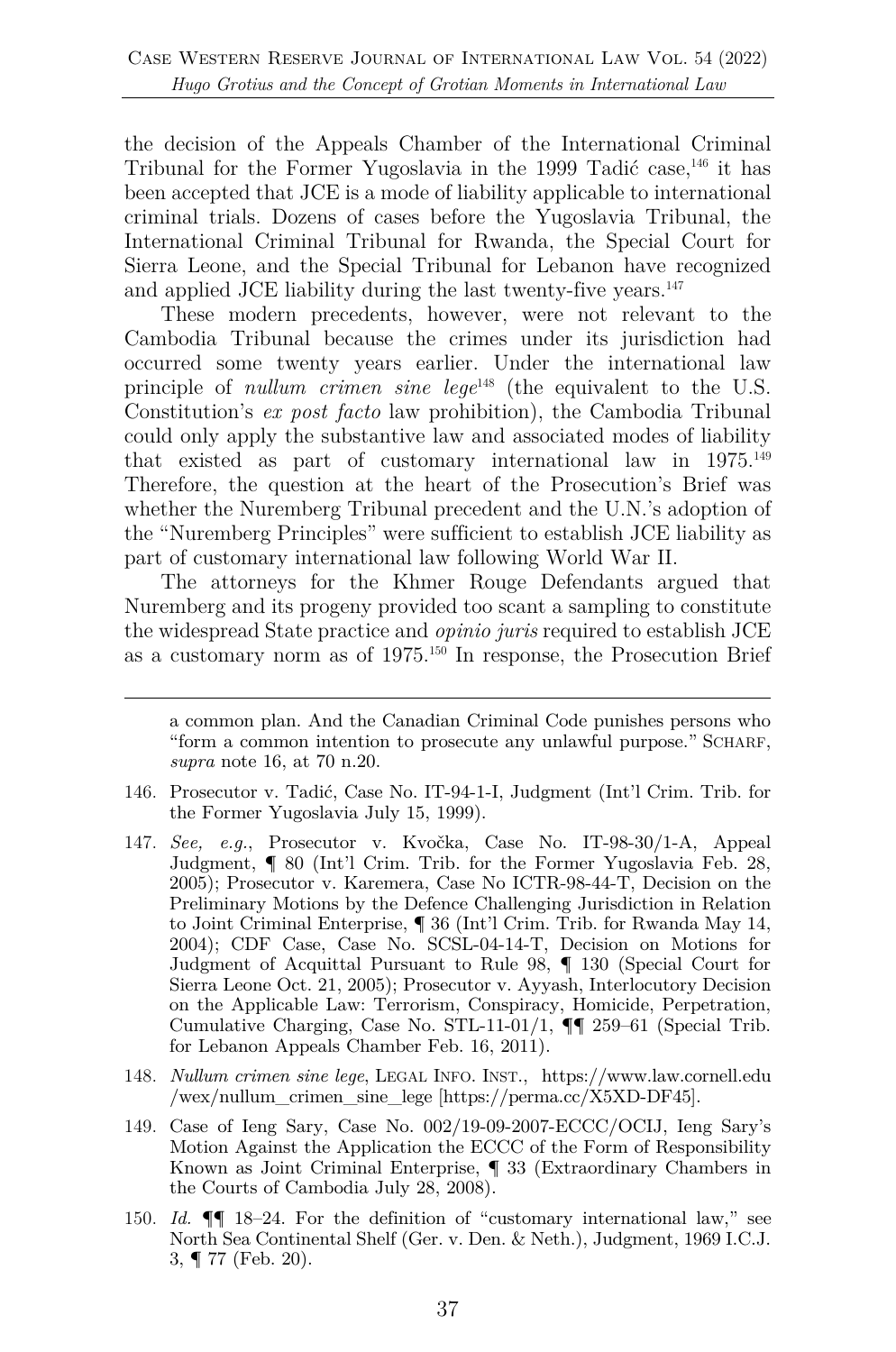the decision of the Appeals Chamber of the International Criminal Tribunal for the Former Yugoslavia in the 1999 Tadić case,[146] it has been accepted that JCE is a mode of liability applicable to international criminal trials. Dozens of cases before the Yugoslavia Tribunal, the International Criminal Tribunal for Rwanda, the Special Court for Sierra Leone, and the Special Tribunal for Lebanon have recognized and applied JCE liability during the last twenty-five years.[147]

These modern precedents, however, were not relevant to the Cambodia Tribunal because the crimes under its jurisdiction had occurred some twenty years earlier. Under the international law principle of *nullum crimen sine lege*[148] (the equivalent to the U.S. Constitution's *ex post facto* law prohibition), the Cambodia Tribunal could only apply the substantive law and associated modes of liability that existed as part of customary international law in 1975.[149] Therefore, the question at the heart of the Prosecution's Brief was whether the Nuremberg Tribunal precedent and the U.N.'s adoption of the "Nuremberg Principles" were sufficient to establish JCE liability as part of customary international law following World War II.

The attorneys for the Khmer Rouge Defendants argued that Nuremberg and its progeny provided too scant a sampling to constitute the widespread State practice and *opinio juris* required to establish JCE as a customary norm as of 1975.[150] In response, the Prosecution Brief

---

a common plan. And the Canadian Criminal Code punishes persons who "form a common intention to prosecute any unlawful purpose." SCHARF, *supra* note 16, at 70 n.20.

146. Prosecutor v. Tadić, Case No. IT-94-1-I, Judgment (Int'l Crim. Trib. for the Former Yugoslavia July 15, 1999).

147. *See, e.g.*, Prosecutor v. Kvočka, Case No. IT-98-30/1-A, Appeal Judgment, ¶ 80 (Int'l Crim. Trib. for the Former Yugoslavia Feb. 28, 2005); Prosecutor v. Karemera, Case No ICTR-98-44-T, Decision on the Preliminary Motions by the Defence Challenging Jurisdiction in Relation to Joint Criminal Enterprise, ¶ 36 (Int'l Crim. Trib. for Rwanda May 14, 2004); CDF Case, Case No. SCSL-04-14-T, Decision on Motions for Judgment of Acquittal Pursuant to Rule 98, ¶ 130 (Special Court for Sierra Leone Oct. 21, 2005); Prosecutor v. Ayyash, Interlocutory Decision on the Applicable Law: Terrorism, Conspiracy, Homicide, Perpetration, Cumulative Charging, Case No. STL-11-01/1, ¶¶ 259–61 (Special Trib. for Lebanon Appeals Chamber Feb. 16, 2011).

148. *Nullum crimen sine lege*, LEGAL INFO. INST., https://www.law.cornell.edu/wex/nullum_crimen_sine_lege [https://perma.cc/X5XD-DF45].

149. Case of Ieng Sary, Case No. 002/19-09-2007-ECCC/OCIJ, Ieng Sary's Motion Against the Application the ECCC of the Form of Responsibility Known as Joint Criminal Enterprise, ¶ 33 (Extraordinary Chambers in the Courts of Cambodia July 28, 2008).

150. *Id.* ¶¶ 18–24. For the definition of "customary international law," see North Sea Continental Shelf (Ger. v. Den. & Neth.), Judgment, 1969 I.C.J. 3, ¶ 77 (Feb. 20).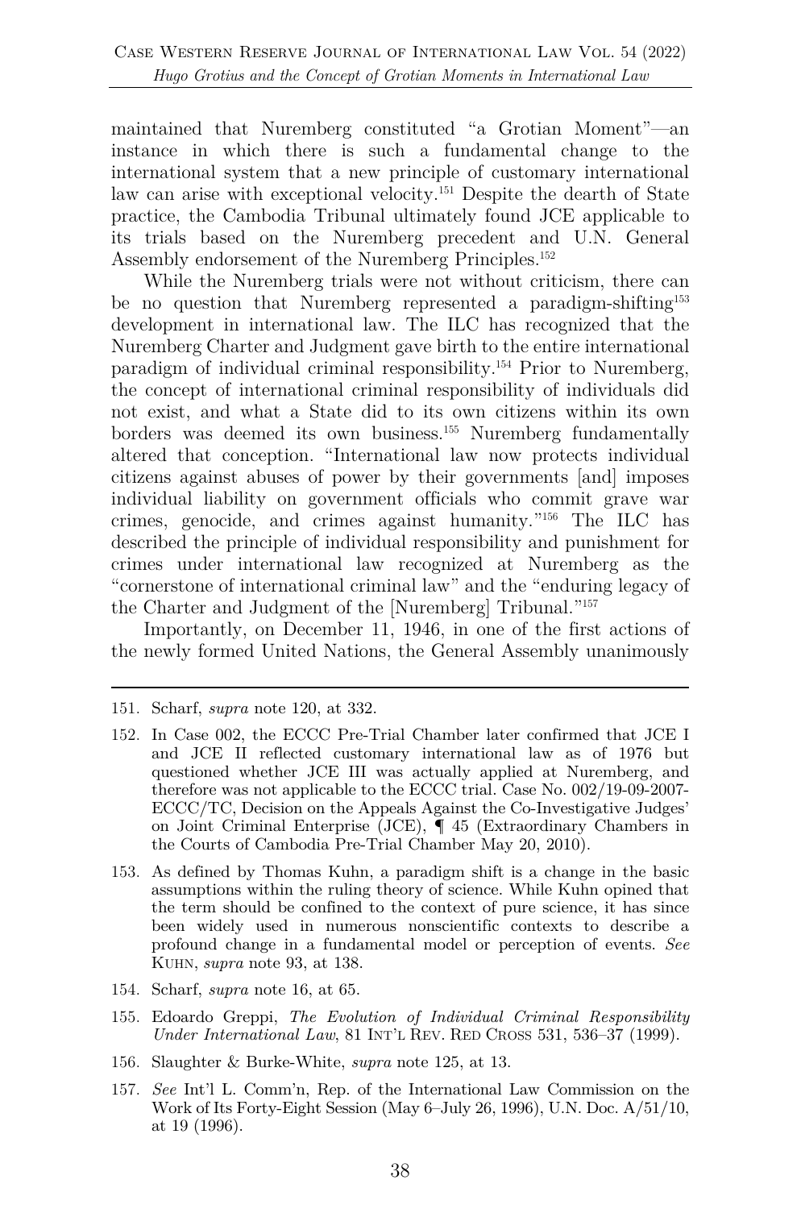maintained that Nuremberg constituted "a Grotian Moment"—an instance in which there is such a fundamental change to the international system that a new principle of customary international law can arise with exceptional velocity.[151] Despite the dearth of State practice, the Cambodia Tribunal ultimately found JCE applicable to its trials based on the Nuremberg precedent and U.N. General Assembly endorsement of the Nuremberg Principles.[152]

While the Nuremberg trials were not without criticism, there can be no question that Nuremberg represented a paradigm-shifting[153] development in international law. The ILC has recognized that the Nuremberg Charter and Judgment gave birth to the entire international paradigm of individual criminal responsibility.[154] Prior to Nuremberg, the concept of international criminal responsibility of individuals did not exist, and what a State did to its own citizens within its own borders was deemed its own business.[155] Nuremberg fundamentally altered that conception. "International law now protects individual citizens against abuses of power by their governments [and] imposes individual liability on government officials who commit grave war crimes, genocide, and crimes against humanity."[156] The ILC has described the principle of individual responsibility and punishment for crimes under international law recognized at Nuremberg as the "cornerstone of international criminal law" and the "enduring legacy of the Charter and Judgment of the [Nuremberg] Tribunal."[157]

Importantly, on December 11, 1946, in one of the first actions of the newly formed United Nations, the General Assembly unanimously

---

151. Scharf, *supra* note 120, at 332.

152. In Case 002, the ECCC Pre-Trial Chamber later confirmed that JCE I and JCE II reflected customary international law as of 1976 but questioned whether JCE III was actually applied at Nuremberg, and therefore was not applicable to the ECCC trial. Case No. 002/19-09-2007-ECCC/TC, Decision on the Appeals Against the Co-Investigative Judges' on Joint Criminal Enterprise (JCE), ¶ 45 (Extraordinary Chambers in the Courts of Cambodia Pre-Trial Chamber May 20, 2010).

153. As defined by Thomas Kuhn, a paradigm shift is a change in the basic assumptions within the ruling theory of science. While Kuhn opined that the term should be confined to the context of pure science, it has since been widely used in numerous nonscientific contexts to describe a profound change in a fundamental model or perception of events. *See* KUHN, *supra* note 93, at 138.

154. Scharf, *supra* note 16, at 65.

155. Edoardo Greppi, *The Evolution of Individual Criminal Responsibility Under International Law*, 81 INT'L REV. RED CROSS 531, 536–37 (1999).

156. Slaughter & Burke-White, *supra* note 125, at 13.

157. *See* Int'l L. Comm'n, Rep. of the International Law Commission on the Work of Its Forty-Eight Session (May 6–July 26, 1996), U.N. Doc. A/51/10, at 19 (1996).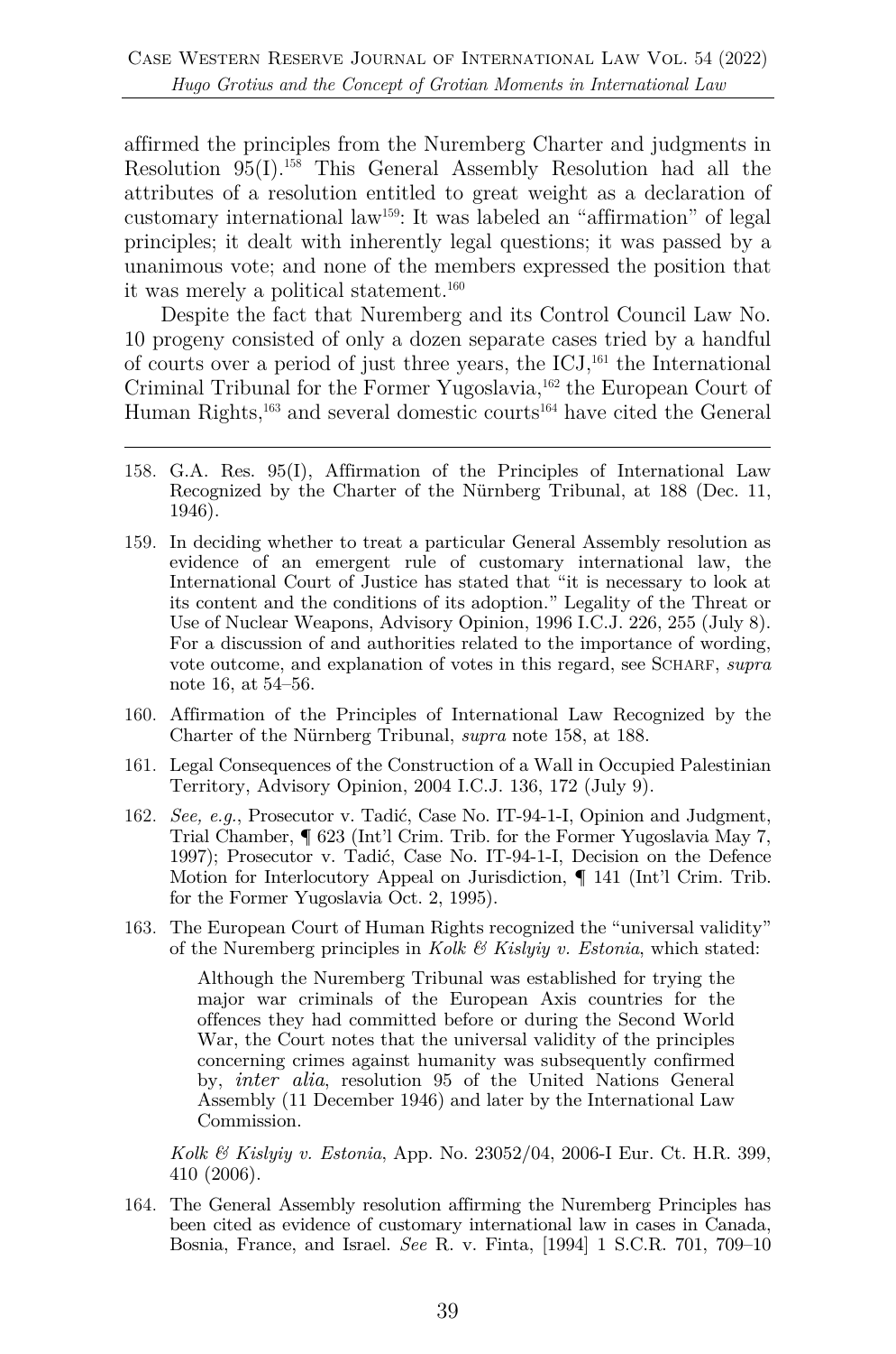affirmed the principles from the Nuremberg Charter and judgments in Resolution 95(I).[158] This General Assembly Resolution had all the attributes of a resolution entitled to great weight as a declaration of customary international law[159]: It was labeled an "affirmation" of legal principles; it dealt with inherently legal questions; it was passed by a unanimous vote; and none of the members expressed the position that it was merely a political statement.[160]

Despite the fact that Nuremberg and its Control Council Law No. 10 progeny consisted of only a dozen separate cases tried by a handful of courts over a period of just three years, the ICJ,[161] the International Criminal Tribunal for the Former Yugoslavia,[162] the European Court of Human Rights,[163] and several domestic courts[164] have cited the General

---

158. G.A. Res. 95(I), Affirmation of the Principles of International Law Recognized by the Charter of the Nürnberg Tribunal, at 188 (Dec. 11, 1946).

159. In deciding whether to treat a particular General Assembly resolution as evidence of an emergent rule of customary international law, the International Court of Justice has stated that "it is necessary to look at its content and the conditions of its adoption." Legality of the Threat or Use of Nuclear Weapons, Advisory Opinion, 1996 I.C.J. 226, 255 (July 8). For a discussion of and authorities related to the importance of wording, vote outcome, and explanation of votes in this regard, see SCHARF, *supra* note 16, at 54–56.

160. Affirmation of the Principles of International Law Recognized by the Charter of the Nürnberg Tribunal, *supra* note 158, at 188.

161. Legal Consequences of the Construction of a Wall in Occupied Palestinian Territory, Advisory Opinion, 2004 I.C.J. 136, 172 (July 9).

162. *See, e.g.*, Prosecutor v. Tadić, Case No. IT-94-1-I, Opinion and Judgment, Trial Chamber, ¶ 623 (Int'l Crim. Trib. for the Former Yugoslavia May 7, 1997); Prosecutor v. Tadić, Case No. IT-94-1-I, Decision on the Defence Motion for Interlocutory Appeal on Jurisdiction, ¶ 141 (Int'l Crim. Trib. for the Former Yugoslavia Oct. 2, 1995).

163. The European Court of Human Rights recognized the "universal validity" of the Nuremberg principles in *Kolk & Kislyiy v. Estonia*, which stated:

> Although the Nuremberg Tribunal was established for trying the major war criminals of the European Axis countries for the offences they had committed before or during the Second World War, the Court notes that the universal validity of the principles concerning crimes against humanity was subsequently confirmed by, *inter alia*, resolution 95 of the United Nations General Assembly (11 December 1946) and later by the International Law Commission.

*Kolk & Kislyiy v. Estonia*, App. No. 23052/04, 2006-I Eur. Ct. H.R. 399, 410 (2006).

164. The General Assembly resolution affirming the Nuremberg Principles has been cited as evidence of customary international law in cases in Canada, Bosnia, France, and Israel. *See* R. v. Finta, [1994] 1 S.C.R. 701, 709–10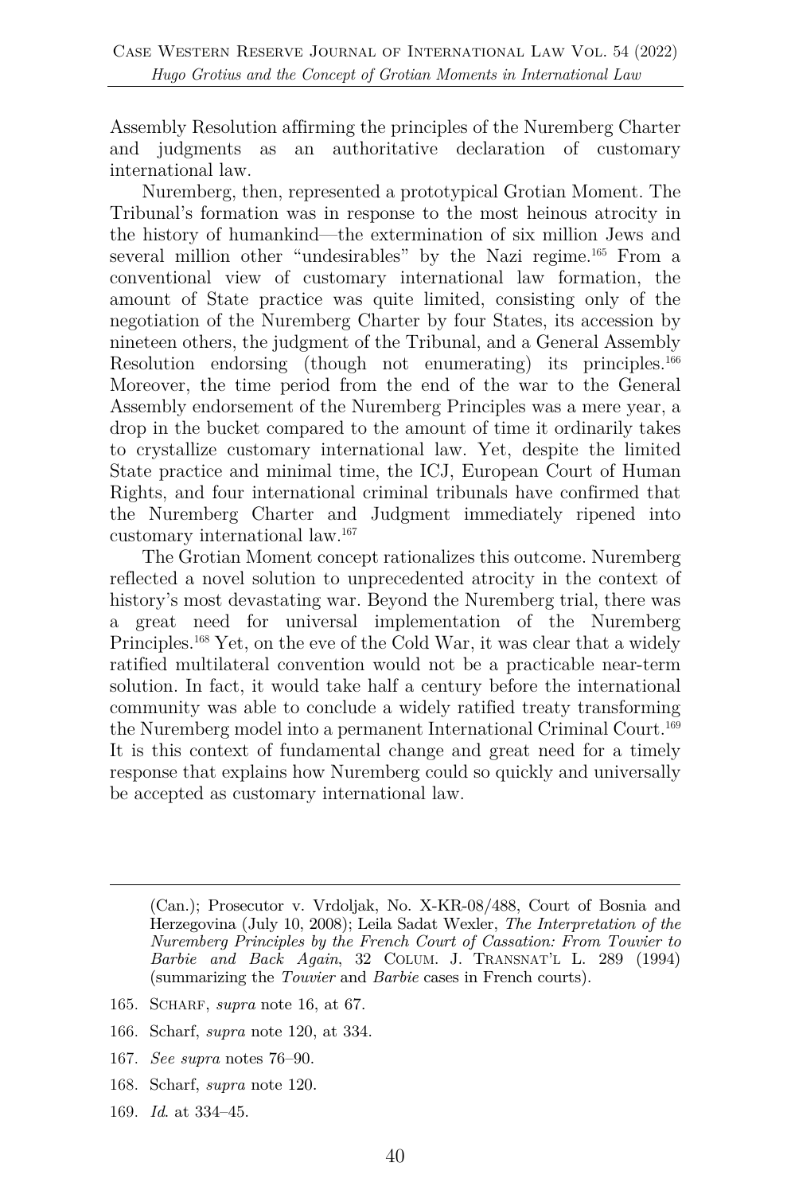Assembly Resolution affirming the principles of the Nuremberg Charter and judgments as an authoritative declaration of customary international law.

Nuremberg, then, represented a prototypical Grotian Moment. The Tribunal's formation was in response to the most heinous atrocity in the history of humankind—the extermination of six million Jews and several million other "undesirables" by the Nazi regime.[165] From a conventional view of customary international law formation, the amount of State practice was quite limited, consisting only of the negotiation of the Nuremberg Charter by four States, its accession by nineteen others, the judgment of the Tribunal, and a General Assembly Resolution endorsing (though not enumerating) its principles.[166] Moreover, the time period from the end of the war to the General Assembly endorsement of the Nuremberg Principles was a mere year, a drop in the bucket compared to the amount of time it ordinarily takes to crystallize customary international law. Yet, despite the limited State practice and minimal time, the ICJ, European Court of Human Rights, and four international criminal tribunals have confirmed that the Nuremberg Charter and Judgment immediately ripened into customary international law.[167]

The Grotian Moment concept rationalizes this outcome. Nuremberg reflected a novel solution to unprecedented atrocity in the context of history's most devastating war. Beyond the Nuremberg trial, there was a great need for universal implementation of the Nuremberg Principles.[168] Yet, on the eve of the Cold War, it was clear that a widely ratified multilateral convention would not be a practicable near-term solution. In fact, it would take half a century before the international community was able to conclude a widely ratified treaty transforming the Nuremberg model into a permanent International Criminal Court.[169] It is this context of fundamental change and great need for a timely response that explains how Nuremberg could so quickly and universally be accepted as customary international law.

---

(Can.); Prosecutor v. Vrdoljak, No. X-KR-08/488, Court of Bosnia and Herzegovina (July 10, 2008); Leila Sadat Wexler, *The Interpretation of the Nuremberg Principles by the French Court of Cassation: From Touvier to Barbie and Back Again*, 32 COLUM. J. TRANSNAT'L L. 289 (1994) (summarizing the *Touvier* and *Barbie* cases in French courts).

165. SCHARF, *supra* note 16, at 67.

166. Scharf, *supra* note 120, at 334.

167. *See supra* notes 76–90.

168. Scharf, *supra* note 120.

169. *Id*. at 334–45.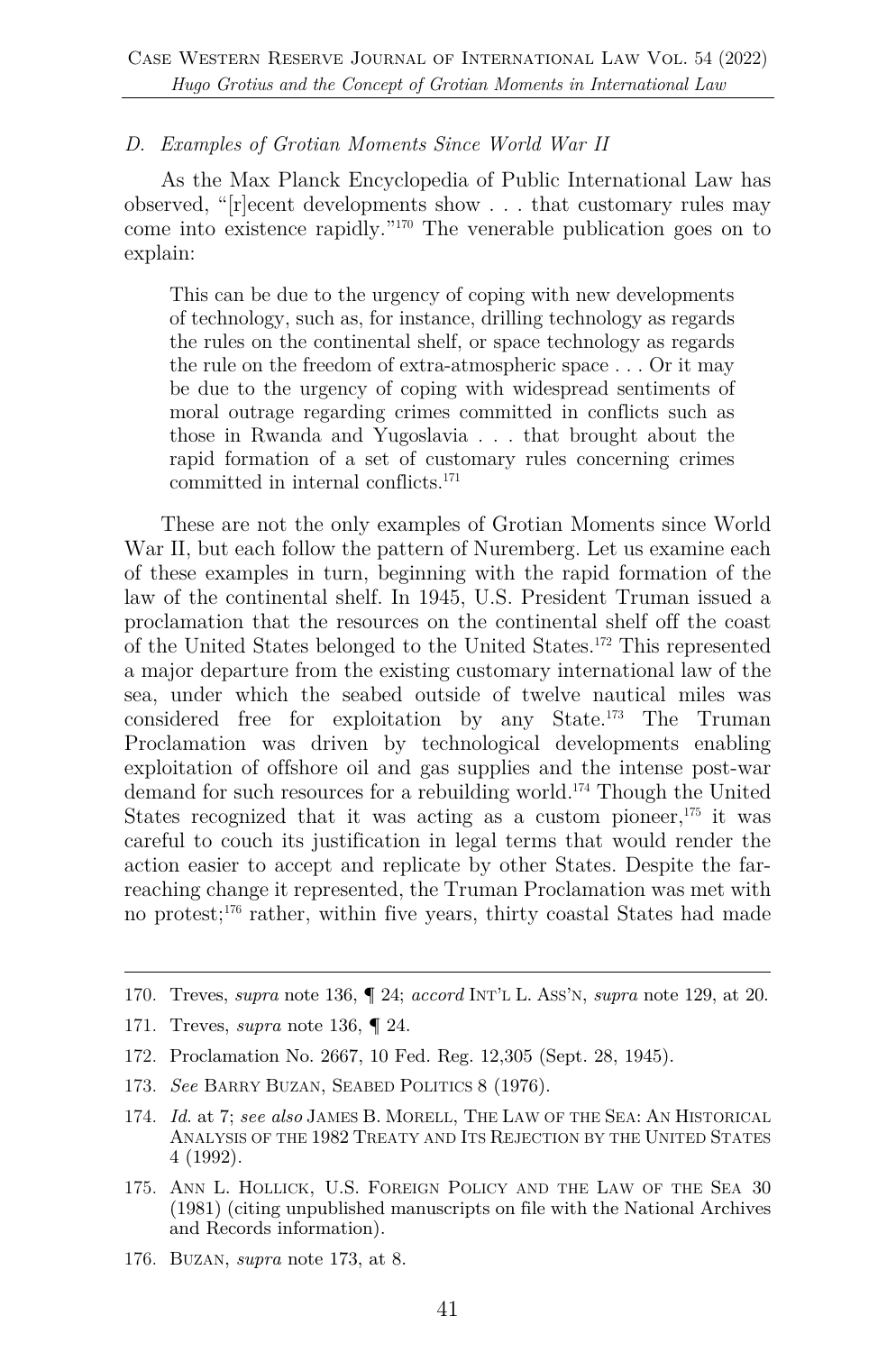### D. Examples of Grotian Moments Since World War II

As the Max Planck Encyclopedia of Public International Law has observed, "[r]ecent developments show . . . that customary rules may come into existence rapidly."[170] The venerable publication goes on to explain:

> This can be due to the urgency of coping with new developments of technology, such as, for instance, drilling technology as regards the rules on the continental shelf, or space technology as regards the rule on the freedom of extra-atmospheric space . . . Or it may be due to the urgency of coping with widespread sentiments of moral outrage regarding crimes committed in conflicts such as those in Rwanda and Yugoslavia . . . that brought about the rapid formation of a set of customary rules concerning crimes committed in internal conflicts.[171]

These are not the only examples of Grotian Moments since World War II, but each follow the pattern of Nuremberg. Let us examine each of these examples in turn, beginning with the rapid formation of the law of the continental shelf. In 1945, U.S. President Truman issued a proclamation that the resources on the continental shelf off the coast of the United States belonged to the United States.[172] This represented a major departure from the existing customary international law of the sea, under which the seabed outside of twelve nautical miles was considered free for exploitation by any State.[173] The Truman Proclamation was driven by technological developments enabling exploitation of offshore oil and gas supplies and the intense post-war demand for such resources for a rebuilding world.[174] Though the United States recognized that it was acting as a custom pioneer,[175] it was careful to couch its justification in legal terms that would render the action easier to accept and replicate by other States. Despite the far-reaching change it represented, the Truman Proclamation was met with no protest;[176] rather, within five years, thirty coastal States had made

---

170. Treves, *supra* note 136, ¶ 24; *accord* INT'L L. ASS'N, *supra* note 129, at 20.

171. Treves, *supra* note 136, ¶ 24.

172. Proclamation No. 2667, 10 Fed. Reg. 12,305 (Sept. 28, 1945).

173. *See* BARRY BUZAN, SEABED POLITICS 8 (1976).

174. *Id.* at 7; *see also* JAMES B. MORELL, THE LAW OF THE SEA: AN HISTORICAL ANALYSIS OF THE 1982 TREATY AND ITS REJECTION BY THE UNITED STATES 4 (1992).

175. ANN L. HOLLICK, U.S. FOREIGN POLICY AND THE LAW OF THE SEA 30 (1981) (citing unpublished manuscripts on file with the National Archives and Records information).

176. BUZAN, *supra* note 173, at 8.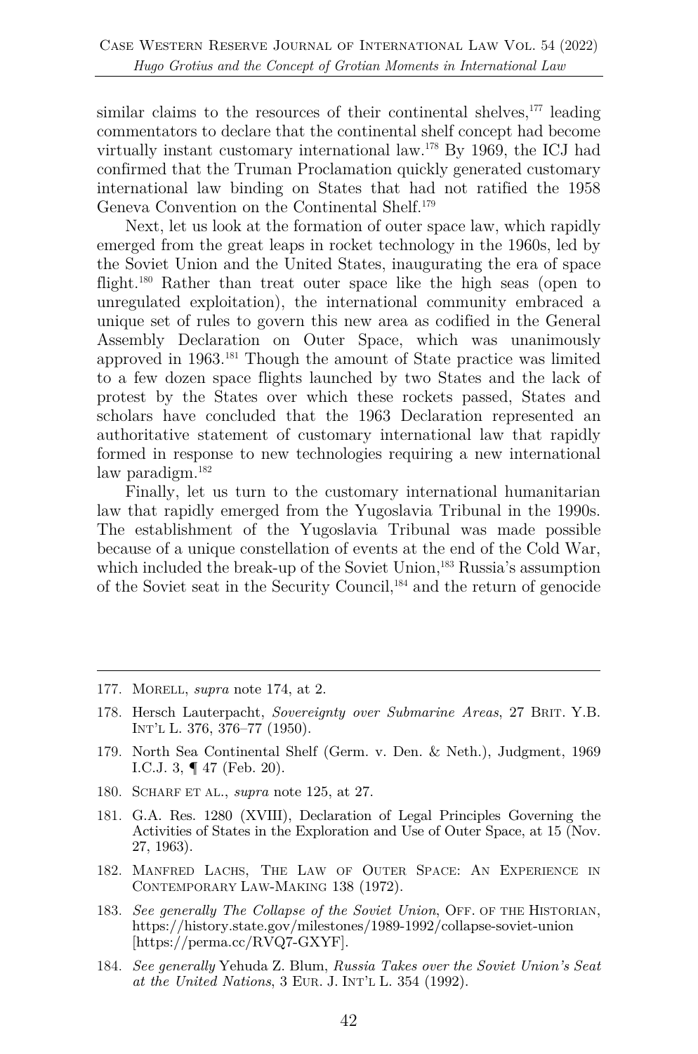similar claims to the resources of their continental shelves,[177] leading commentators to declare that the continental shelf concept had become virtually instant customary international law.[178] By 1969, the ICJ had confirmed that the Truman Proclamation quickly generated customary international law binding on States that had not ratified the 1958 Geneva Convention on the Continental Shelf.[179]

Next, let us look at the formation of outer space law, which rapidly emerged from the great leaps in rocket technology in the 1960s, led by the Soviet Union and the United States, inaugurating the era of space flight.[180] Rather than treat outer space like the high seas (open to unregulated exploitation), the international community embraced a unique set of rules to govern this new area as codified in the General Assembly Declaration on Outer Space, which was unanimously approved in 1963.[181] Though the amount of State practice was limited to a few dozen space flights launched by two States and the lack of protest by the States over which these rockets passed, States and scholars have concluded that the 1963 Declaration represented an authoritative statement of customary international law that rapidly formed in response to new technologies requiring a new international law paradigm.[182]

Finally, let us turn to the customary international humanitarian law that rapidly emerged from the Yugoslavia Tribunal in the 1990s. The establishment of the Yugoslavia Tribunal was made possible because of a unique constellation of events at the end of the Cold War, which included the break-up of the Soviet Union,[183] Russia's assumption of the Soviet seat in the Security Council,[184] and the return of genocide

---

177. MORELL, *supra* note 174, at 2.

178. Hersch Lauterpacht, *Sovereignty over Submarine Areas*, 27 BRIT. Y.B. INT'L L. 376, 376–77 (1950).

179. North Sea Continental Shelf (Germ. v. Den. & Neth.), Judgment, 1969 I.C.J. 3, ¶ 47 (Feb. 20).

180. SCHARF ET AL., *supra* note 125, at 27.

181. G.A. Res. 1280 (XVIII), Declaration of Legal Principles Governing the Activities of States in the Exploration and Use of Outer Space, at 15 (Nov. 27, 1963).

182. MANFRED LACHS, THE LAW OF OUTER SPACE: AN EXPERIENCE IN CONTEMPORARY LAW-MAKING 138 (1972).

183. *See generally The Collapse of the Soviet Union*, OFF. OF THE HISTORIAN, https://history.state.gov/milestones/1989-1992/collapse-soviet-union [https://perma.cc/RVQ7-GXYF].

184. *See generally* Yehuda Z. Blum, *Russia Takes over the Soviet Union's Seat at the United Nations*, 3 EUR. J. INT'L L. 354 (1992).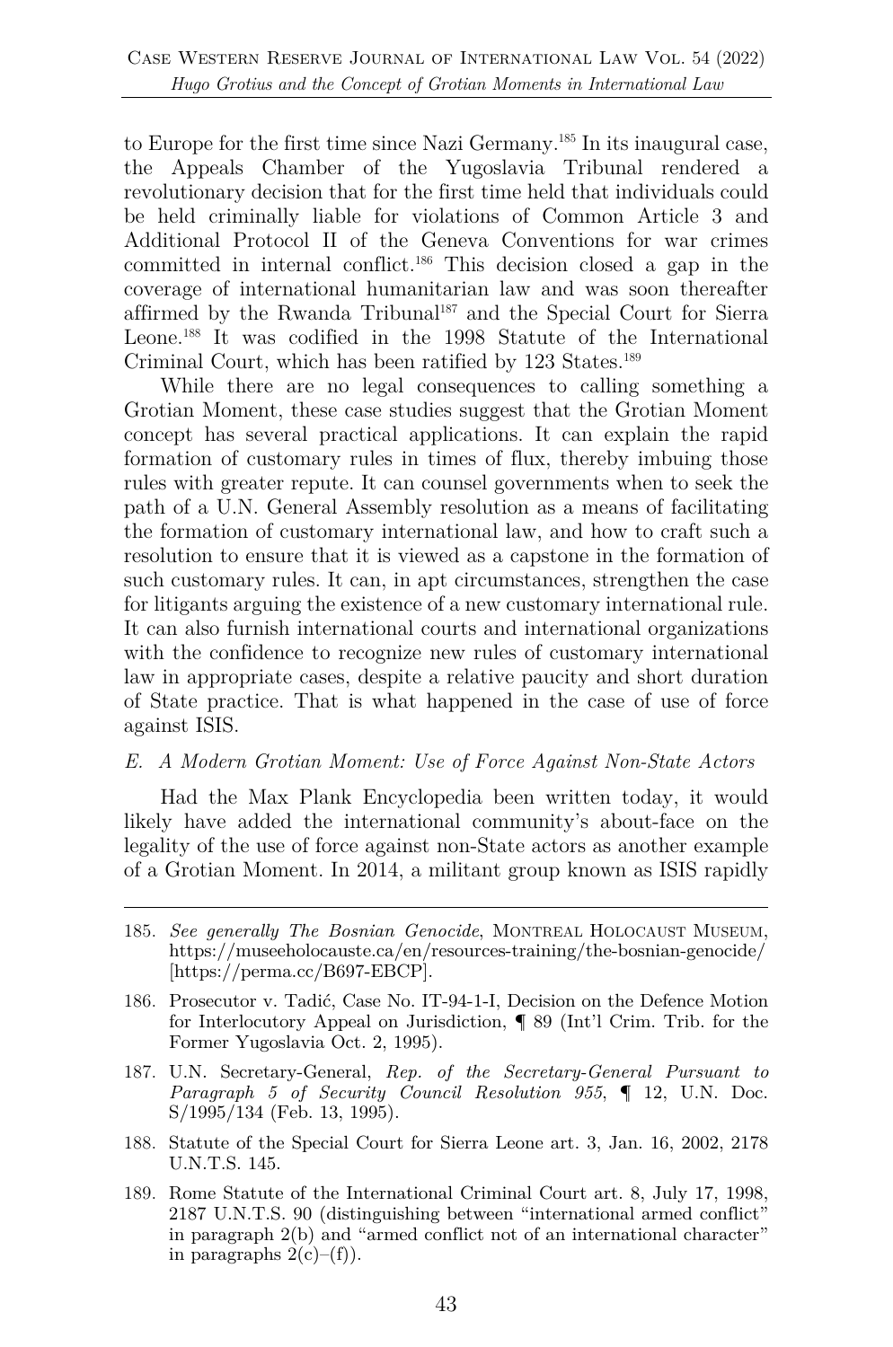to Europe for the first time since Nazi Germany.[185] In its inaugural case, the Appeals Chamber of the Yugoslavia Tribunal rendered a revolutionary decision that for the first time held that individuals could be held criminally liable for violations of Common Article 3 and Additional Protocol II of the Geneva Conventions for war crimes committed in internal conflict.[186] This decision closed a gap in the coverage of international humanitarian law and was soon thereafter affirmed by the Rwanda Tribunal[187] and the Special Court for Sierra Leone.[188] It was codified in the 1998 Statute of the International Criminal Court, which has been ratified by 123 States.[189]

While there are no legal consequences to calling something a Grotian Moment, these case studies suggest that the Grotian Moment concept has several practical applications. It can explain the rapid formation of customary rules in times of flux, thereby imbuing those rules with greater repute. It can counsel governments when to seek the path of a U.N. General Assembly resolution as a means of facilitating the formation of customary international law, and how to craft such a resolution to ensure that it is viewed as a capstone in the formation of such customary rules. It can, in apt circumstances, strengthen the case for litigants arguing the existence of a new customary international rule. It can also furnish international courts and international organizations with the confidence to recognize new rules of customary international law in appropriate cases, despite a relative paucity and short duration of State practice. That is what happened in the case of use of force against ISIS.

### *E. A Modern Grotian Moment: Use of Force Against Non-State Actors*

Had the Max Plank Encyclopedia been written today, it would likely have added the international community's about-face on the legality of the use of force against non-State actors as another example of a Grotian Moment. In 2014, a militant group known as ISIS rapidly

---

185. *See generally The Bosnian Genocide*, MONTREAL HOLOCAUST MUSEUM, https://museeholocauste.ca/en/resources-training/the-bosnian-genocide/ [https://perma.cc/B697-EBCP].

186. Prosecutor v. Tadić, Case No. IT-94-1-I, Decision on the Defence Motion for Interlocutory Appeal on Jurisdiction, ¶ 89 (Int'l Crim. Trib. for the Former Yugoslavia Oct. 2, 1995).

187. U.N. Secretary-General, *Rep. of the Secretary-General Pursuant to Paragraph 5 of Security Council Resolution 955*, ¶ 12, U.N. Doc. S/1995/134 (Feb. 13, 1995).

188. Statute of the Special Court for Sierra Leone art. 3, Jan. 16, 2002, 2178 U.N.T.S. 145.

189. Rome Statute of the International Criminal Court art. 8, July 17, 1998, 2187 U.N.T.S. 90 (distinguishing between "international armed conflict" in paragraph 2(b) and "armed conflict not of an international character" in paragraphs 2(c)–(f)).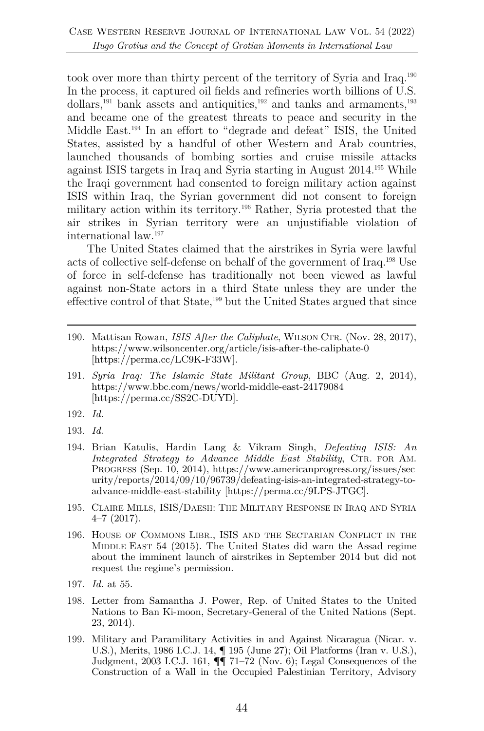took over more than thirty percent of the territory of Syria and Iraq.[190] In the process, it captured oil fields and refineries worth billions of U.S. dollars,[191] bank assets and antiquities,[192] and tanks and armaments,[193] and became one of the greatest threats to peace and security in the Middle East.[194] In an effort to "degrade and defeat" ISIS, the United States, assisted by a handful of other Western and Arab countries, launched thousands of bombing sorties and cruise missile attacks against ISIS targets in Iraq and Syria starting in August 2014.[195] While the Iraqi government had consented to foreign military action against ISIS within Iraq, the Syrian government did not consent to foreign military action within its territory.[196] Rather, Syria protested that the air strikes in Syrian territory were an unjustifiable violation of international law.[197]

The United States claimed that the airstrikes in Syria were lawful acts of collective self-defense on behalf of the government of Iraq.[198] Use of force in self-defense has traditionally not been viewed as lawful against non-State actors in a third State unless they are under the effective control of that State,[199] but the United States argued that since

---

190. Mattisan Rowan, *ISIS After the Caliphate*, WILSON CTR. (Nov. 28, 2017), https://www.wilsoncenter.org/article/isis-after-the-caliphate-0 [https://perma.cc/LC9K-F33W].

191. *Syria Iraq: The Islamic State Militant Group*, BBC (Aug. 2, 2014), https://www.bbc.com/news/world-middle-east-24179084 [https://perma.cc/SS2C-DUYD].

192. *Id.*

193. *Id.*

194. Brian Katulis, Hardin Lang & Vikram Singh, *Defeating ISIS: An Integrated Strategy to Advance Middle East Stability*, CTR. FOR AM. PROGRESS (Sep. 10, 2014), https://www.americanprogress.org/issues/security/reports/2014/09/10/96739/defeating-isis-an-integrated-strategy-to-advance-middle-east-stability [https://perma.cc/9LPS-JTGC].

195. CLAIRE MILLS, ISIS/DAESH: THE MILITARY RESPONSE IN IRAQ AND SYRIA 4–7 (2017).

196. HOUSE OF COMMONS LIBR., ISIS AND THE SECTARIAN CONFLICT IN THE MIDDLE EAST 54 (2015). The United States did warn the Assad regime about the imminent launch of airstrikes in September 2014 but did not request the regime's permission.

197. *Id.* at 55.

198. Letter from Samantha J. Power, Rep. of United States to the United Nations to Ban Ki-moon, Secretary-General of the United Nations (Sept. 23, 2014).

199. Military and Paramilitary Activities in and Against Nicaragua (Nicar. v. U.S.), Merits, 1986 I.C.J. 14, ¶ 195 (June 27); Oil Platforms (Iran v. U.S.), Judgment, 2003 I.C.J. 161, ¶¶ 71–72 (Nov. 6); Legal Consequences of the Construction of a Wall in the Occupied Palestinian Territory, Advisory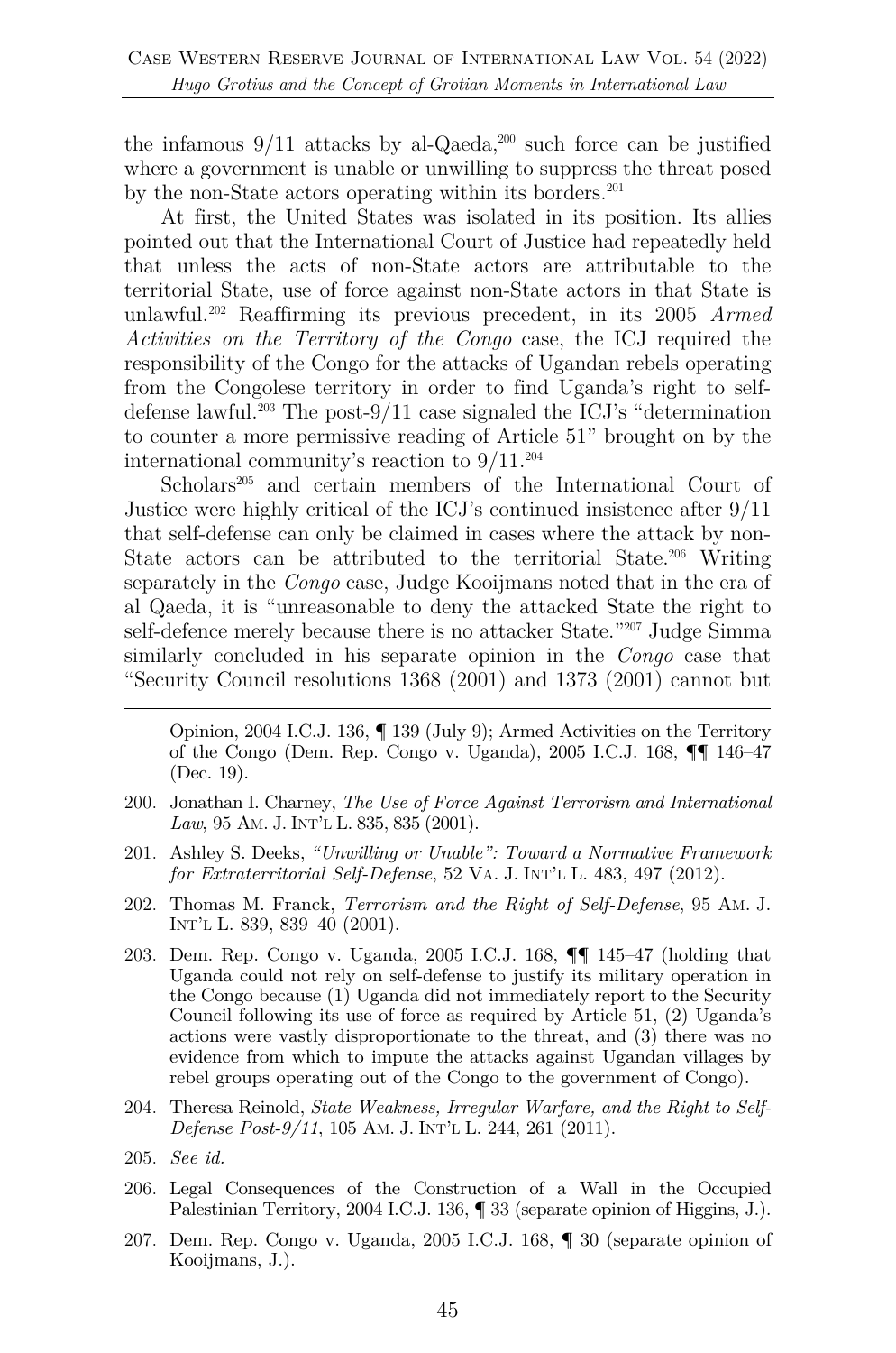the infamous 9/11 attacks by al-Qaeda,[200] such force can be justified where a government is unable or unwilling to suppress the threat posed by the non-State actors operating within its borders.[201]

At first, the United States was isolated in its position. Its allies pointed out that the International Court of Justice had repeatedly held that unless the acts of non-State actors are attributable to the territorial State, use of force against non-State actors in that State is unlawful.[202] Reaffirming its previous precedent, in its 2005 *Armed Activities on the Territory of the Congo* case, the ICJ required the responsibility of the Congo for the attacks of Ugandan rebels operating from the Congolese territory in order to find Uganda's right to self-defense lawful.[203] The post-9/11 case signaled the ICJ's "determination to counter a more permissive reading of Article 51" brought on by the international community's reaction to 9/11.[204]

Scholars[205] and certain members of the International Court of Justice were highly critical of the ICJ's continued insistence after 9/11 that self-defense can only be claimed in cases where the attack by non-State actors can be attributed to the territorial State.[206] Writing separately in the *Congo* case, Judge Kooijmans noted that in the era of al Qaeda, it is "unreasonable to deny the attacked State the right to self-defence merely because there is no attacker State."[207] Judge Simma similarly concluded in his separate opinion in the *Congo* case that "Security Council resolutions 1368 (2001) and 1373 (2001) cannot but

---

Opinion, 2004 I.C.J. 136, ¶ 139 (July 9); Armed Activities on the Territory of the Congo (Dem. Rep. Congo v. Uganda), 2005 I.C.J. 168, ¶¶ 146–47 (Dec. 19).

200. Jonathan I. Charney, *The Use of Force Against Terrorism and International Law*, 95 AM. J. INT'L L. 835, 835 (2001).

201. Ashley S. Deeks, *"Unwilling or Unable": Toward a Normative Framework for Extraterritorial Self-Defense*, 52 VA. J. INT'L L. 483, 497 (2012).

202. Thomas M. Franck, *Terrorism and the Right of Self-Defense*, 95 AM. J. INT'L L. 839, 839–40 (2001).

203. Dem. Rep. Congo v. Uganda, 2005 I.C.J. 168, ¶¶ 145–47 (holding that Uganda could not rely on self-defense to justify its military operation in the Congo because (1) Uganda did not immediately report to the Security Council following its use of force as required by Article 51, (2) Uganda's actions were vastly disproportionate to the threat, and (3) there was no evidence from which to impute the attacks against Ugandan villages by rebel groups operating out of the Congo to the government of Congo).

204. Theresa Reinold, *State Weakness, Irregular Warfare, and the Right to Self-Defense Post-9/11*, 105 AM. J. INT'L L. 244, 261 (2011).

205. *See id.*

206. Legal Consequences of the Construction of a Wall in the Occupied Palestinian Territory, 2004 I.C.J. 136, ¶ 33 (separate opinion of Higgins, J.).

207. Dem. Rep. Congo v. Uganda, 2005 I.C.J. 168, ¶ 30 (separate opinion of Kooijmans, J.).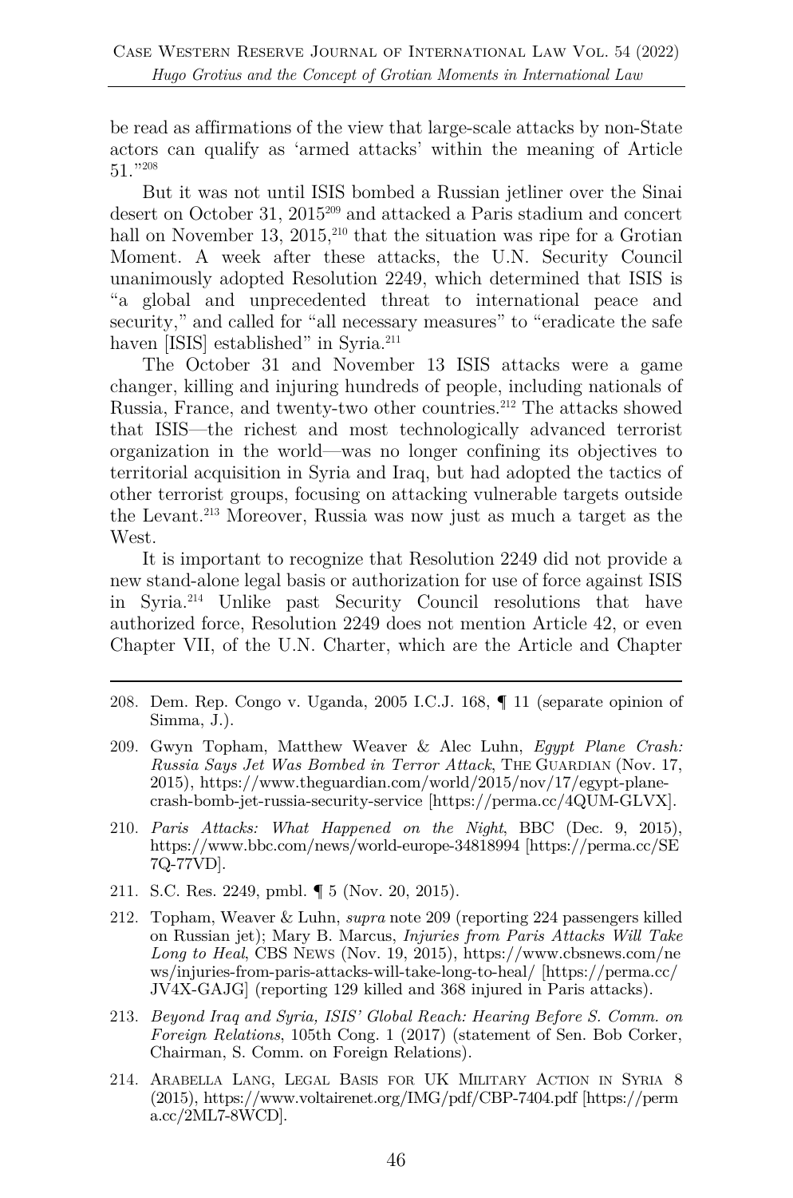be read as affirmations of the view that large-scale attacks by non-State actors can qualify as 'armed attacks' within the meaning of Article 51."[208]

But it was not until ISIS bombed a Russian jetliner over the Sinai desert on October 31, 2015[209] and attacked a Paris stadium and concert hall on November 13, 2015,[210] that the situation was ripe for a Grotian Moment. A week after these attacks, the U.N. Security Council unanimously adopted Resolution 2249, which determined that ISIS is "a global and unprecedented threat to international peace and security," and called for "all necessary measures" to "eradicate the safe haven [ISIS] established" in Syria.[211]

The October 31 and November 13 ISIS attacks were a game changer, killing and injuring hundreds of people, including nationals of Russia, France, and twenty-two other countries.[212] The attacks showed that ISIS—the richest and most technologically advanced terrorist organization in the world—was no longer confining its objectives to territorial acquisition in Syria and Iraq, but had adopted the tactics of other terrorist groups, focusing on attacking vulnerable targets outside the Levant.[213] Moreover, Russia was now just as much a target as the West.

It is important to recognize that Resolution 2249 did not provide a new stand-alone legal basis or authorization for use of force against ISIS in Syria.[214] Unlike past Security Council resolutions that have authorized force, Resolution 2249 does not mention Article 42, or even Chapter VII, of the U.N. Charter, which are the Article and Chapter

---

208. Dem. Rep. Congo v. Uganda, 2005 I.C.J. 168, ¶ 11 (separate opinion of Simma, J.).

209. Gwyn Topham, Matthew Weaver & Alec Luhn, *Egypt Plane Crash: Russia Says Jet Was Bombed in Terror Attack*, THE GUARDIAN (Nov. 17, 2015), https://www.theguardian.com/world/2015/nov/17/egypt-plane-crash-bomb-jet-russia-security-service [https://perma.cc/4QUM-GLVX].

210. *Paris Attacks: What Happened on the Night*, BBC (Dec. 9, 2015), https://www.bbc.com/news/world-europe-34818994 [https://perma.cc/SE7Q-77VD].

211. S.C. Res. 2249, pmbl. ¶ 5 (Nov. 20, 2015).

212. Topham, Weaver & Luhn, *supra* note 209 (reporting 224 passengers killed on Russian jet); Mary B. Marcus, *Injuries from Paris Attacks Will Take Long to Heal*, CBS NEWS (Nov. 19, 2015), https://www.cbsnews.com/news/injuries-from-paris-attacks-will-take-long-to-heal/ [https://perma.cc/JV4X-GAJG] (reporting 129 killed and 368 injured in Paris attacks).

213. *Beyond Iraq and Syria, ISIS' Global Reach: Hearing Before S. Comm. on Foreign Relations*, 105th Cong. 1 (2017) (statement of Sen. Bob Corker, Chairman, S. Comm. on Foreign Relations).

214. ARABELLA LANG, LEGAL BASIS FOR UK MILITARY ACTION IN SYRIA 8 (2015), https://www.voltairenet.org/IMG/pdf/CBP-7404.pdf [https://perma.cc/2ML7-8WCD].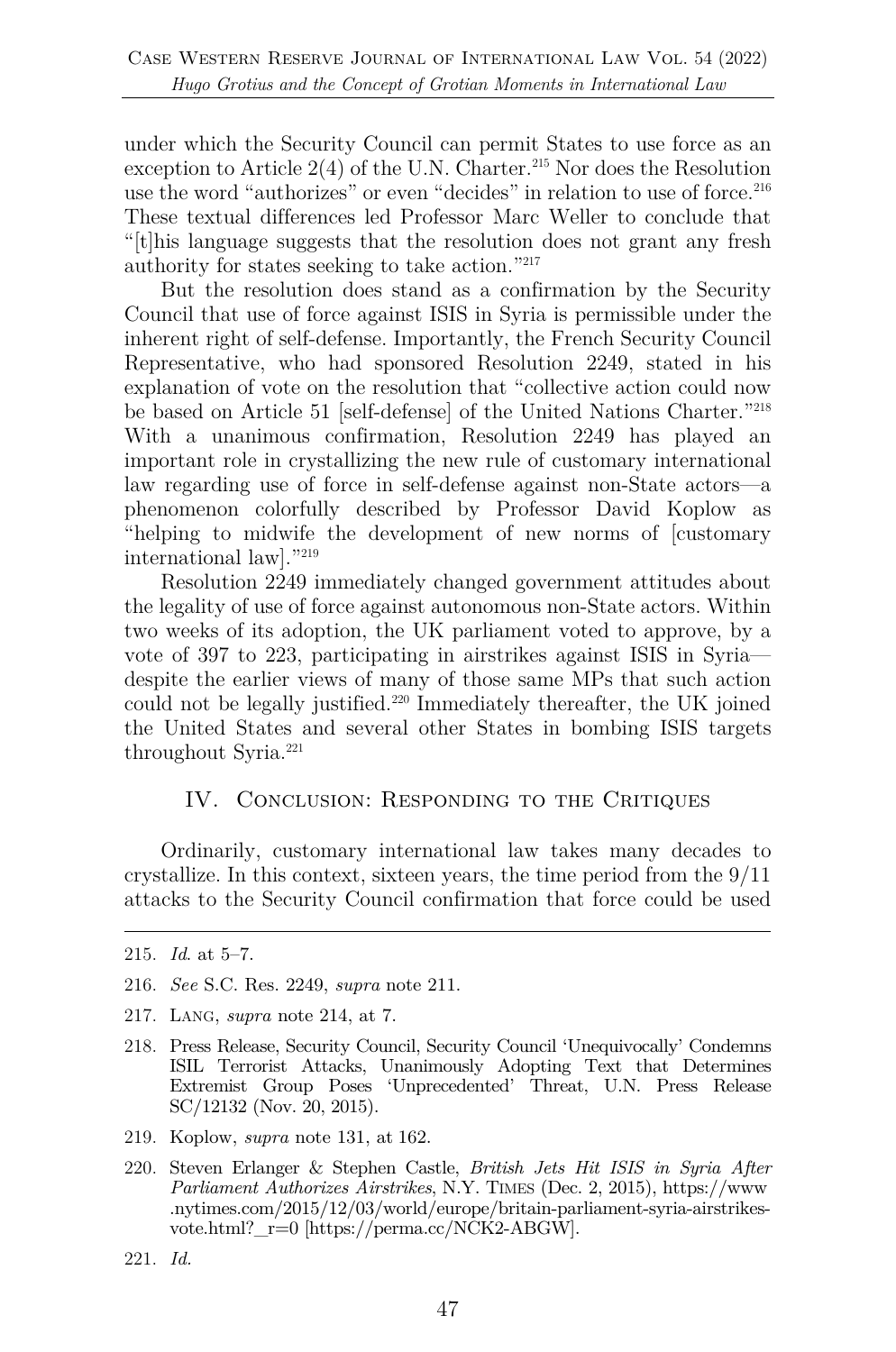under which the Security Council can permit States to use force as an exception to Article 2(4) of the U.N. Charter.[215] Nor does the Resolution use the word "authorizes" or even "decides" in relation to use of force.[216] These textual differences led Professor Marc Weller to conclude that "[t]his language suggests that the resolution does not grant any fresh authority for states seeking to take action."[217]

But the resolution does stand as a confirmation by the Security Council that use of force against ISIS in Syria is permissible under the inherent right of self-defense. Importantly, the French Security Council Representative, who had sponsored Resolution 2249, stated in his explanation of vote on the resolution that "collective action could now be based on Article 51 [self-defense] of the United Nations Charter."[218] With a unanimous confirmation, Resolution 2249 has played an important role in crystallizing the new rule of customary international law regarding use of force in self-defense against non-State actors—a phenomenon colorfully described by Professor David Koplow as "helping to midwife the development of new norms of [customary international law]."[219]

Resolution 2249 immediately changed government attitudes about the legality of use of force against autonomous non-State actors. Within two weeks of its adoption, the UK parliament voted to approve, by a vote of 397 to 223, participating in airstrikes against ISIS in Syria—despite the earlier views of many of those same MPs that such action could not be legally justified.[220] Immediately thereafter, the UK joined the United States and several other States in bombing ISIS targets throughout Syria.[221]

## IV. Conclusion: Responding to the Critiques

Ordinarily, customary international law takes many decades to crystallize. In this context, sixteen years, the time period from the 9/11 attacks to the Security Council confirmation that force could be used

---

215. *Id.* at 5–7.

216. *See* S.C. Res. 2249, *supra* note 211.

217. Lang, *supra* note 214, at 7.

218. Press Release, Security Council, Security Council 'Unequivocally' Condemns ISIL Terrorist Attacks, Unanimously Adopting Text that Determines Extremist Group Poses 'Unprecedented' Threat, U.N. Press Release SC/12132 (Nov. 20, 2015).

219. Koplow, *supra* note 131, at 162.

220. Steven Erlanger & Stephen Castle, *British Jets Hit ISIS in Syria After Parliament Authorizes Airstrikes*, N.Y. Times (Dec. 2, 2015), https://www.nytimes.com/2015/12/03/world/europe/britain-parliament-syria-airstrikes-vote.html?_r=0 [https://perma.cc/NCK2-ABGW].

221. *Id.*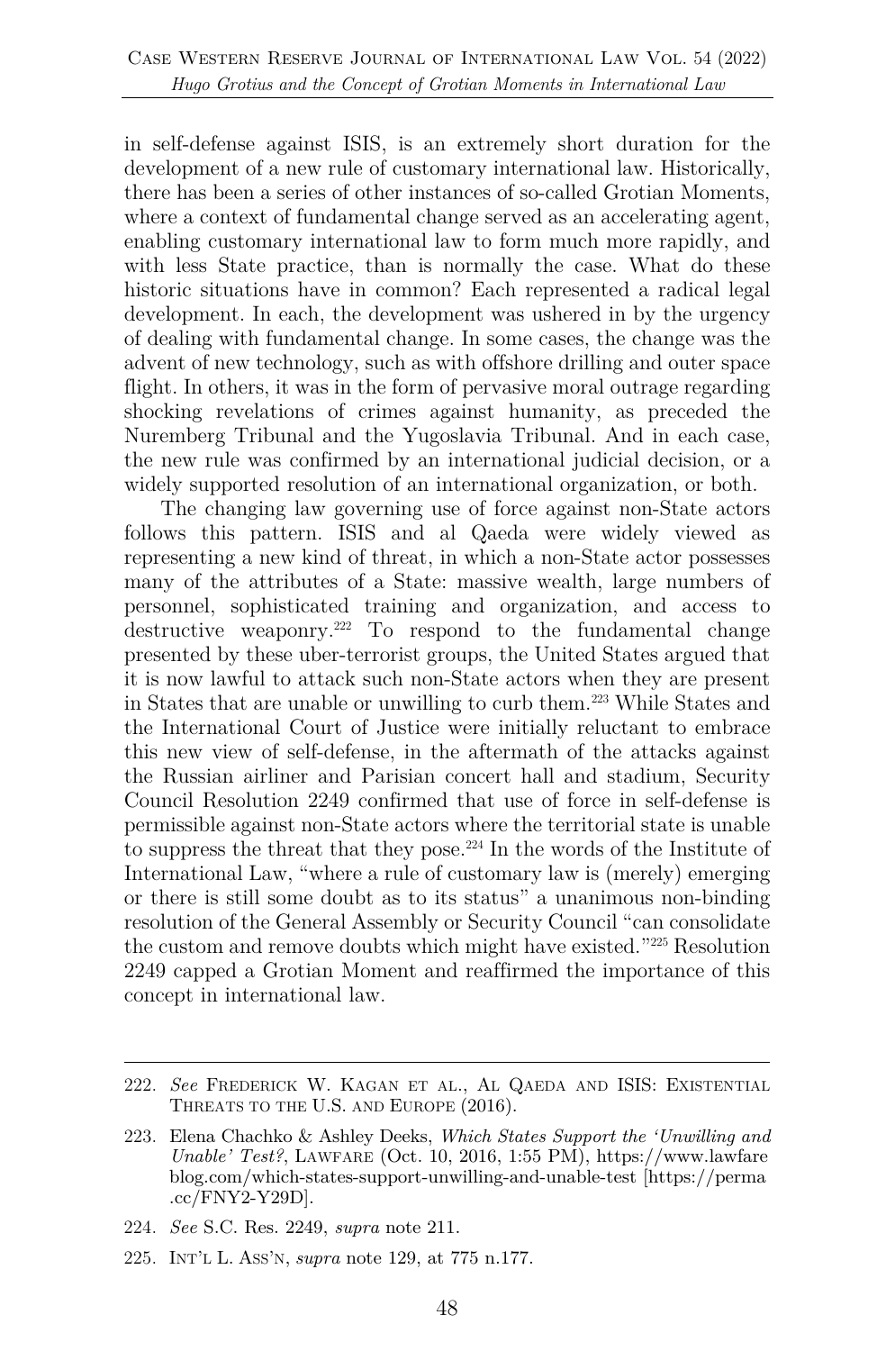in self-defense against ISIS, is an extremely short duration for the development of a new rule of customary international law. Historically, there has been a series of other instances of so-called Grotian Moments, where a context of fundamental change served as an accelerating agent, enabling customary international law to form much more rapidly, and with less State practice, than is normally the case. What do these historic situations have in common? Each represented a radical legal development. In each, the development was ushered in by the urgency of dealing with fundamental change. In some cases, the change was the advent of new technology, such as with offshore drilling and outer space flight. In others, it was in the form of pervasive moral outrage regarding shocking revelations of crimes against humanity, as preceded the Nuremberg Tribunal and the Yugoslavia Tribunal. And in each case, the new rule was confirmed by an international judicial decision, or a widely supported resolution of an international organization, or both.

The changing law governing use of force against non-State actors follows this pattern. ISIS and al Qaeda were widely viewed as representing a new kind of threat, in which a non-State actor possesses many of the attributes of a State: massive wealth, large numbers of personnel, sophisticated training and organization, and access to destructive weaponry.[222] To respond to the fundamental change presented by these uber-terrorist groups, the United States argued that it is now lawful to attack such non-State actors when they are present in States that are unable or unwilling to curb them.[223] While States and the International Court of Justice were initially reluctant to embrace this new view of self-defense, in the aftermath of the attacks against the Russian airliner and Parisian concert hall and stadium, Security Council Resolution 2249 confirmed that use of force in self-defense is permissible against non-State actors where the territorial state is unable to suppress the threat that they pose.[224] In the words of the Institute of International Law, "where a rule of customary law is (merely) emerging or there is still some doubt as to its status" a unanimous non-binding resolution of the General Assembly or Security Council "can consolidate the custom and remove doubts which might have existed."[225] Resolution 2249 capped a Grotian Moment and reaffirmed the importance of this concept in international law.

---

222. *See* Frederick W. Kagan et al., Al Qaeda and ISIS: Existential Threats to the U.S. and Europe (2016).

223. Elena Chachko & Ashley Deeks, *Which States Support the 'Unwilling and Unable' Test?*, Lawfare (Oct. 10, 2016, 1:55 PM), https://www.lawfareblog.com/which-states-support-unwilling-and-unable-test [https://perma.cc/FNY2-Y29D].

224. *See* S.C. Res. 2249, *supra* note 211.

225. Int'l L. Ass'n, *supra* note 129, at 775 n.177.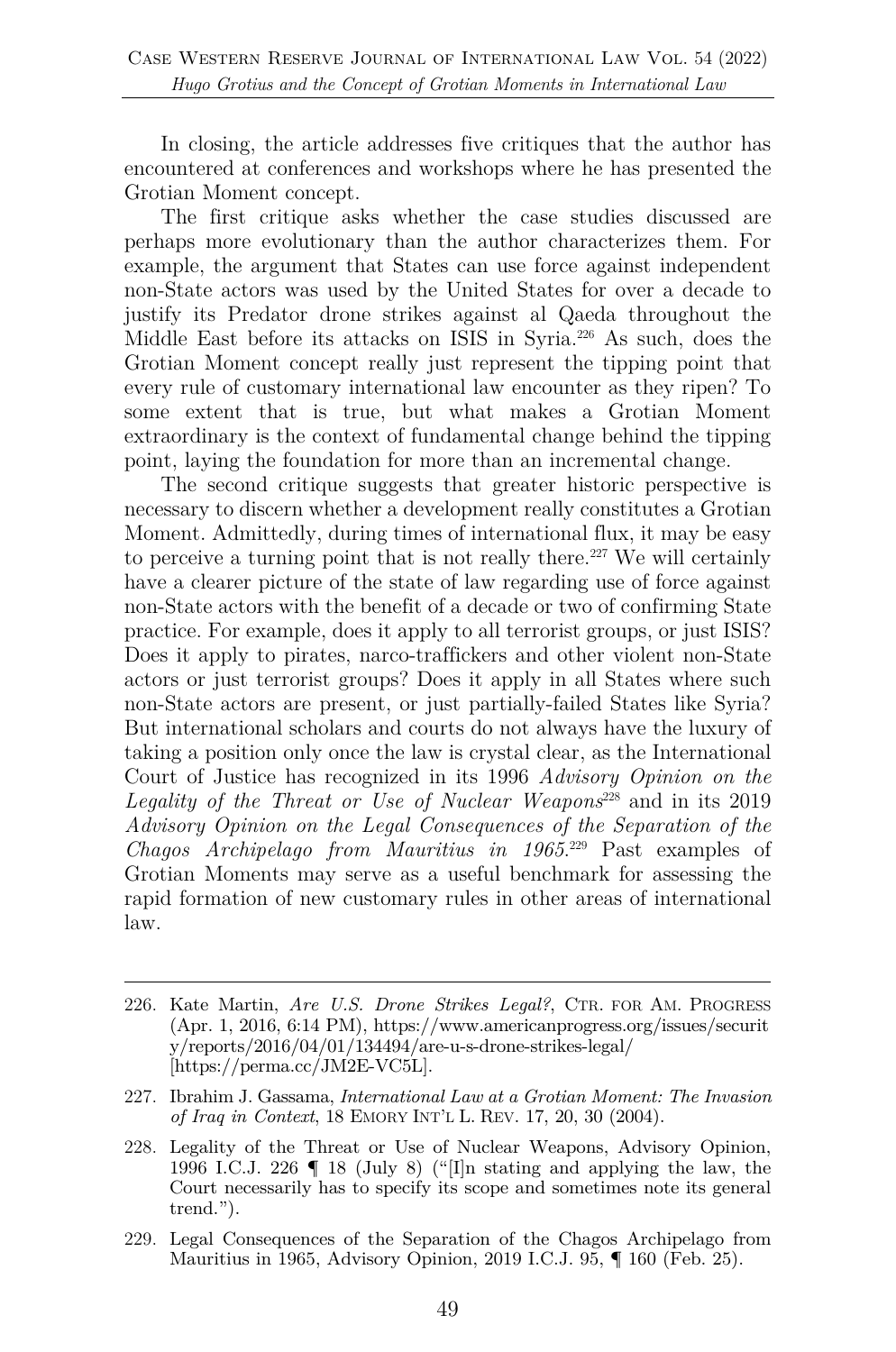In closing, the article addresses five critiques that the author has encountered at conferences and workshops where he has presented the Grotian Moment concept.

The first critique asks whether the case studies discussed are perhaps more evolutionary than the author characterizes them. For example, the argument that States can use force against independent non-State actors was used by the United States for over a decade to justify its Predator drone strikes against al Qaeda throughout the Middle East before its attacks on ISIS in Syria.[226] As such, does the Grotian Moment concept really just represent the tipping point that every rule of customary international law encounter as they ripen? To some extent that is true, but what makes a Grotian Moment extraordinary is the context of fundamental change behind the tipping point, laying the foundation for more than an incremental change.

The second critique suggests that greater historic perspective is necessary to discern whether a development really constitutes a Grotian Moment. Admittedly, during times of international flux, it may be easy to perceive a turning point that is not really there.[227] We will certainly have a clearer picture of the state of law regarding use of force against non-State actors with the benefit of a decade or two of confirming State practice. For example, does it apply to all terrorist groups, or just ISIS? Does it apply to pirates, narco-traffickers and other violent non-State actors or just terrorist groups? Does it apply in all States where such non-State actors are present, or just partially-failed States like Syria? But international scholars and courts do not always have the luxury of taking a position only once the law is crystal clear, as the International Court of Justice has recognized in its 1996 *Advisory Opinion on the Legality of the Threat or Use of Nuclear Weapons*[228] and in its 2019 *Advisory Opinion on the Legal Consequences of the Separation of the Chagos Archipelago from Mauritius in 1965*.[229] Past examples of Grotian Moments may serve as a useful benchmark for assessing the rapid formation of new customary rules in other areas of international law.

---

226. Kate Martin, *Are U.S. Drone Strikes Legal?*, CTR. FOR AM. PROGRESS (Apr. 1, 2016, 6:14 PM), https://www.americanprogress.org/issues/security/reports/2016/04/01/134494/are-u-s-drone-strikes-legal/ [https://perma.cc/JM2E-VC5L].

227. Ibrahim J. Gassama, *International Law at a Grotian Moment: The Invasion of Iraq in Context*, 18 EMORY INT'L L. REV. 17, 20, 30 (2004).

228. Legality of the Threat or Use of Nuclear Weapons, Advisory Opinion, 1996 I.C.J. 226 ¶ 18 (July 8) ("[I]n stating and applying the law, the Court necessarily has to specify its scope and sometimes note its general trend.").

229. Legal Consequences of the Separation of the Chagos Archipelago from Mauritius in 1965, Advisory Opinion, 2019 I.C.J. 95, ¶ 160 (Feb. 25).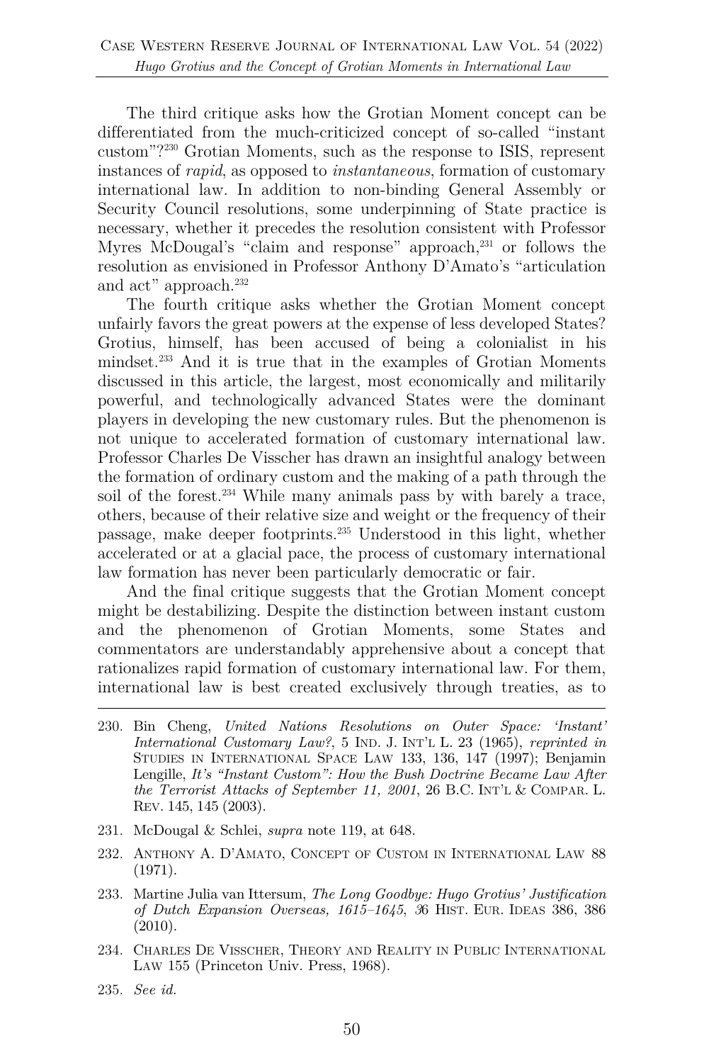The third critique asks how the Grotian Moment concept can be differentiated from the much-criticized concept of so-called "instant custom"?[230] Grotian Moments, such as the response to ISIS, represent instances of *rapid*, as opposed to *instantaneous*, formation of customary international law. In addition to non-binding General Assembly or Security Council resolutions, some underpinning of State practice is necessary, whether it precedes the resolution consistent with Professor Myres McDougal's "claim and response" approach,[231] or follows the resolution as envisioned in Professor Anthony D'Amato's "articulation and act" approach.[232]

The fourth critique asks whether the Grotian Moment concept unfairly favors the great powers at the expense of less developed States? Grotius, himself, has been accused of being a colonialist in his mindset.[233] And it is true that in the examples of Grotian Moments discussed in this article, the largest, most economically and militarily powerful, and technologically advanced States were the dominant players in developing the new customary rules. But the phenomenon is not unique to accelerated formation of customary international law. Professor Charles De Visscher has drawn an insightful analogy between the formation of ordinary custom and the making of a path through the soil of the forest.[234] While many animals pass by with barely a trace, others, because of their relative size and weight or the frequency of their passage, make deeper footprints.[235] Understood in this light, whether accelerated or at a glacial pace, the process of customary international law formation has never been particularly democratic or fair.

And the final critique suggests that the Grotian Moment concept might be destabilizing. Despite the distinction between instant custom and the phenomenon of Grotian Moments, some States and commentators are understandably apprehensive about a concept that rationalizes rapid formation of customary international law. For them, international law is best created exclusively through treaties, as to

---

230. Bin Cheng, *United Nations Resolutions on Outer Space: 'Instant' International Customary Law?*, 5 IND. J. INT'L L. 23 (1965), *reprinted in* STUDIES IN INTERNATIONAL SPACE LAW 133, 136, 147 (1997); Benjamin Lengille, *It's "Instant Custom": How the Bush Doctrine Became Law After the Terrorist Attacks of September 11, 2001*, 26 B.C. INT'L & COMPAR. L. REV. 145, 145 (2003).

231. McDougal & Schlei, *supra* note 119, at 648.

232. ANTHONY A. D'AMATO, CONCEPT OF CUSTOM IN INTERNATIONAL LAW 88 (1971).

233. Martine Julia van Ittersum, *The Long Goodbye: Hugo Grotius' Justification of Dutch Expansion Overseas, 1615–1645*, 36 HIST. EUR. IDEAS 386, 386 (2010).

234. CHARLES DE VISSCHER, THEORY AND REALITY IN PUBLIC INTERNATIONAL LAW 155 (Princeton Univ. Press, 1968).

235. *See id.*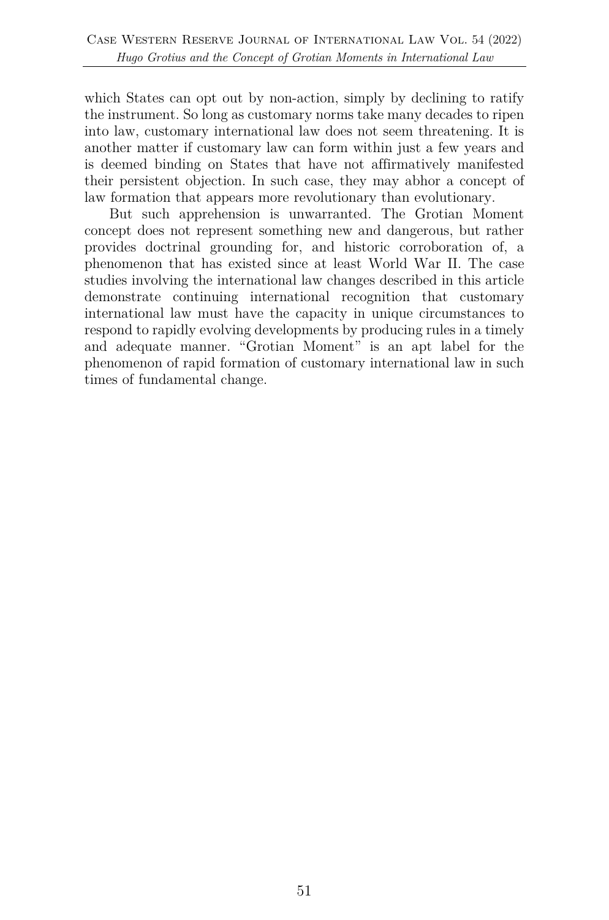which States can opt out by non-action, simply by declining to ratify the instrument. So long as customary norms take many decades to ripen into law, customary international law does not seem threatening. It is another matter if customary law can form within just a few years and is deemed binding on States that have not affirmatively manifested their persistent objection. In such case, they may abhor a concept of law formation that appears more revolutionary than evolutionary.

But such apprehension is unwarranted. The Grotian Moment concept does not represent something new and dangerous, but rather provides doctrinal grounding for, and historic corroboration of, a phenomenon that has existed since at least World War II. The case studies involving the international law changes described in this article demonstrate continuing international recognition that customary international law must have the capacity in unique circumstances to respond to rapidly evolving developments by producing rules in a timely and adequate manner. "Grotian Moment" is an apt label for the phenomenon of rapid formation of customary international law in such times of fundamental change.